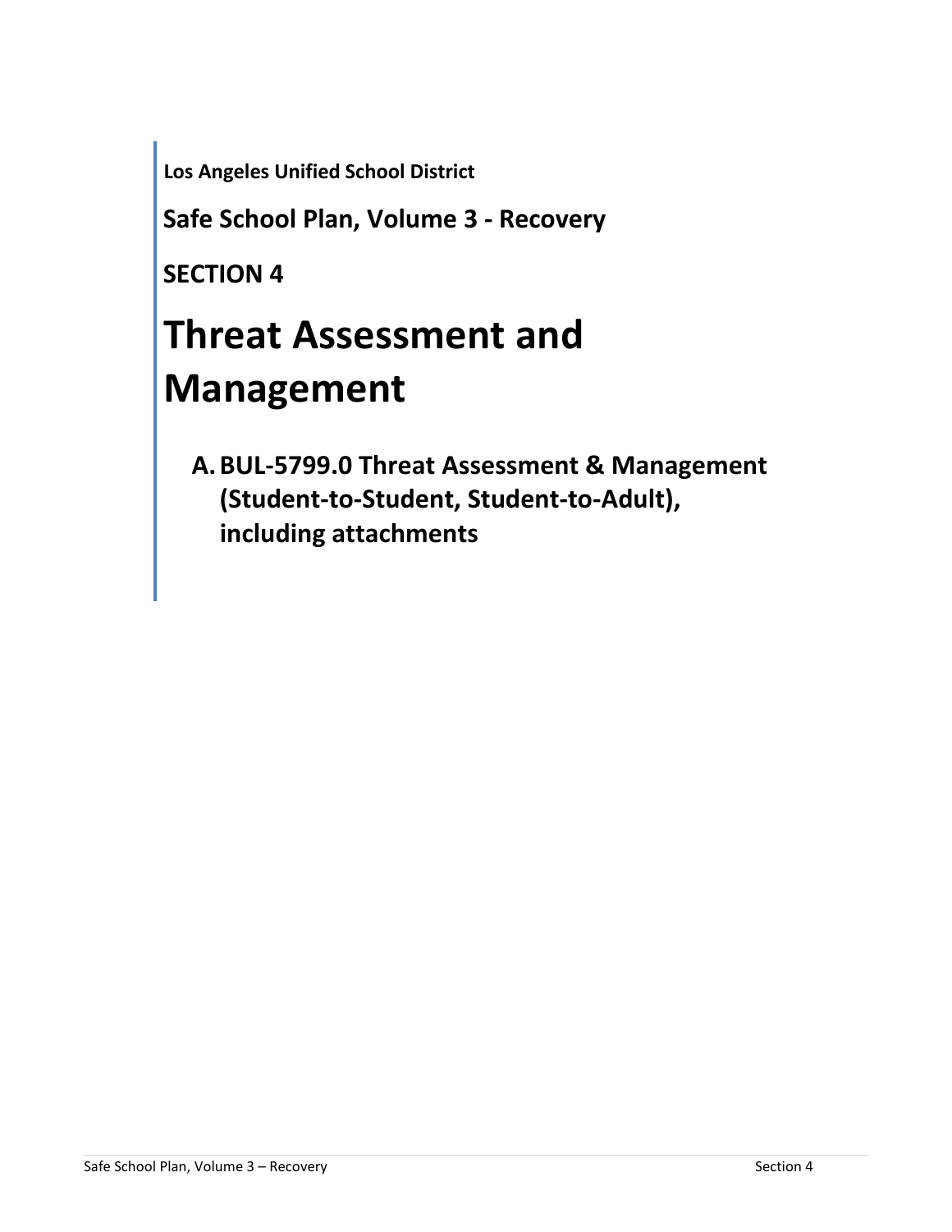**Los Angeles Unified School District**

**Safe School Plan, Volume 3 - Recovery**

**SECTION 4**

# Threat Assessment and Management

**A. BUL-5799.0 Threat Assessment & Management (Student-to-Student, Student-to-Adult), including attachments**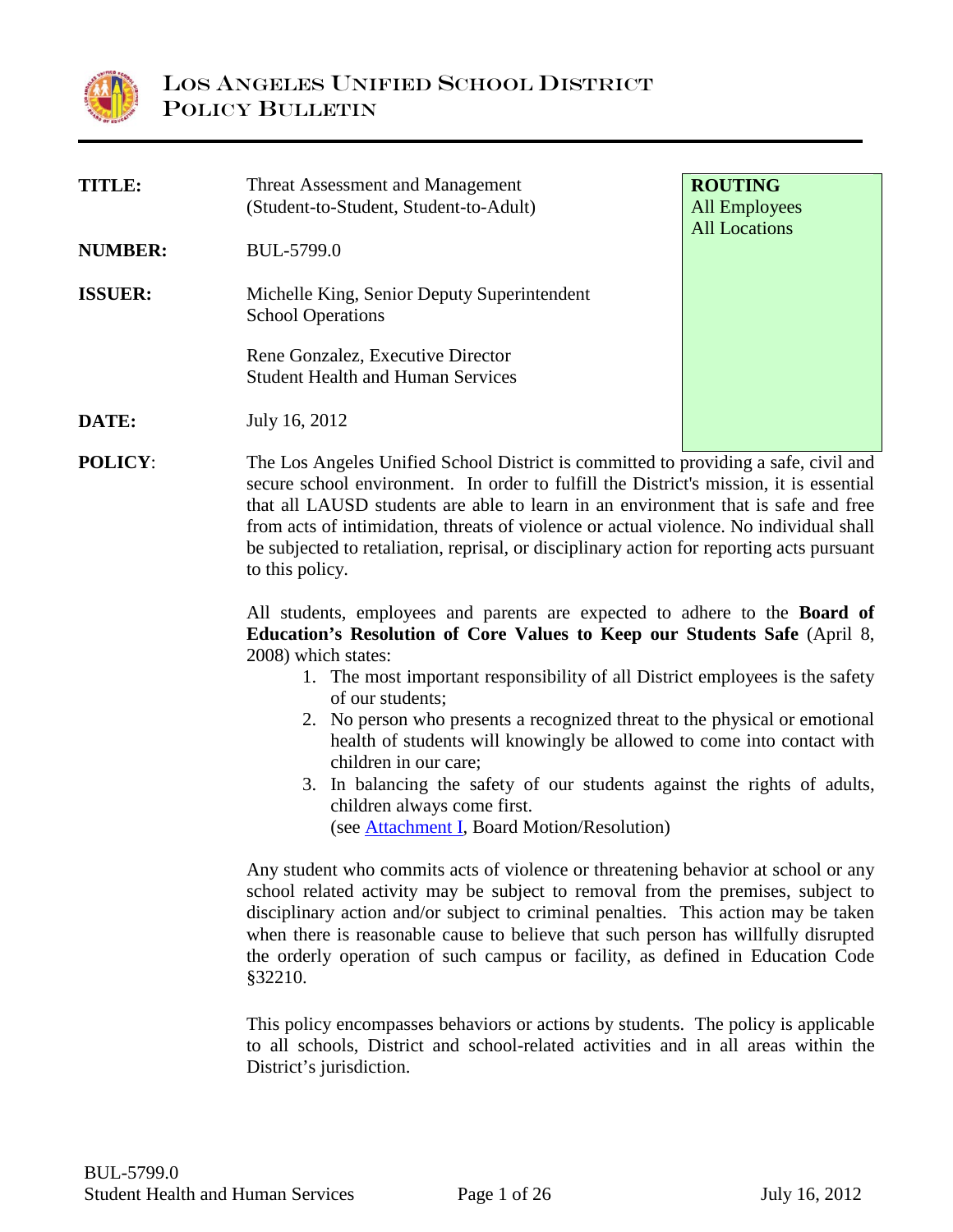# LOS ANGELES UNIFIED SCHOOL DISTRICT
## POLICY BULLETIN

| | | |
|---|---|---|
| **TITLE:** | Threat Assessment and Management (Student-to-Student, Student-to-Adult) | **ROUTING** All Employees All Locations |
| **NUMBER:** | BUL-5799.0 | |
| **ISSUER:** | Michelle King, Senior Deputy Superintendent School Operations<br><br>Rene Gonzalez, Executive Director Student Health and Human Services | |
| **DATE:** | July 16, 2012 | |

**POLICY**: The Los Angeles Unified School District is committed to providing a safe, civil and secure school environment. In order to fulfill the District's mission, it is essential that all LAUSD students are able to learn in an environment that is safe and free from acts of intimidation, threats of violence or actual violence. No individual shall be subjected to retaliation, reprisal, or disciplinary action for reporting acts pursuant to this policy.

All students, employees and parents are expected to adhere to the **Board of Education's Resolution of Core Values to Keep our Students Safe** (April 8, 2008) which states:

1. The most important responsibility of all District employees is the safety of our students;
2. No person who presents a recognized threat to the physical or emotional health of students will knowingly be allowed to come into contact with children in our care;
3. In balancing the safety of our students against the rights of adults, children always come first.
   (see Attachment I, Board Motion/Resolution)

Any student who commits acts of violence or threatening behavior at school or any school related activity may be subject to removal from the premises, subject to disciplinary action and/or subject to criminal penalties. This action may be taken when there is reasonable cause to believe that such person has willfully disrupted the orderly operation of such campus or facility, as defined in Education Code §32210.

This policy encompasses behaviors or actions by students. The policy is applicable to all schools, District and school-related activities and in all areas within the District's jurisdiction.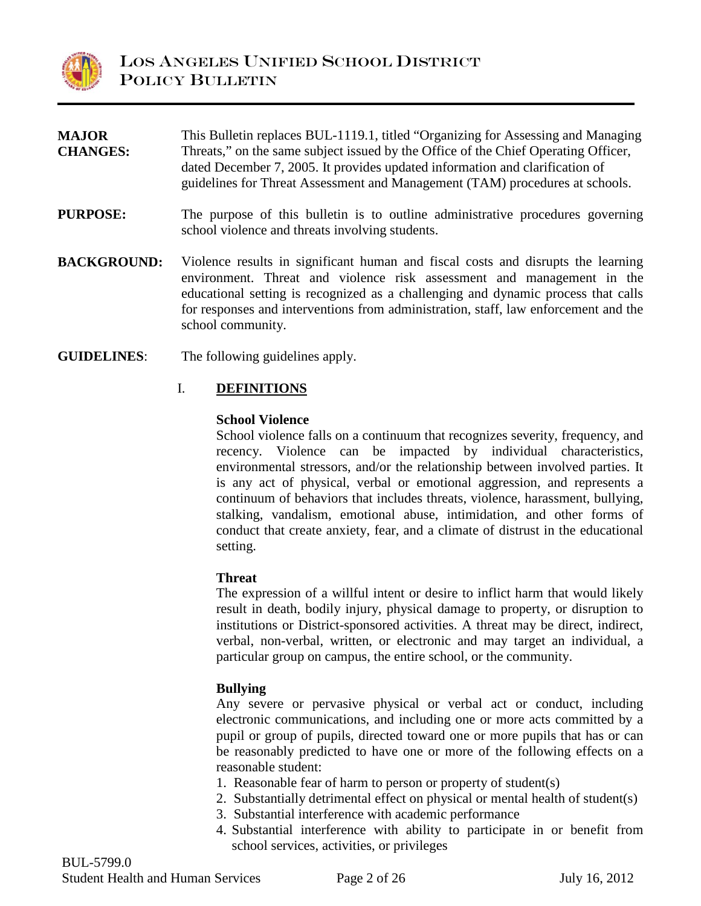**MAJOR CHANGES:** This Bulletin replaces BUL-1119.1, titled "Organizing for Assessing and Managing Threats," on the same subject issued by the Office of the Chief Operating Officer, dated December 7, 2005. It provides updated information and clarification of guidelines for Threat Assessment and Management (TAM) procedures at schools.

**PURPOSE:** The purpose of this bulletin is to outline administrative procedures governing school violence and threats involving students.

**BACKGROUND:** Violence results in significant human and fiscal costs and disrupts the learning environment. Threat and violence risk assessment and management in the educational setting is recognized as a challenging and dynamic process that calls for responses and interventions from administration, staff, law enforcement and the school community.

**GUIDELINES**: The following guidelines apply.

## I. DEFINITIONS

**School Violence**
School violence falls on a continuum that recognizes severity, frequency, and recency. Violence can be impacted by individual characteristics, environmental stressors, and/or the relationship between involved parties. It is any act of physical, verbal or emotional aggression, and represents a continuum of behaviors that includes threats, violence, harassment, bullying, stalking, vandalism, emotional abuse, intimidation, and other forms of conduct that create anxiety, fear, and a climate of distrust in the educational setting.

**Threat**
The expression of a willful intent or desire to inflict harm that would likely result in death, bodily injury, physical damage to property, or disruption to institutions or District-sponsored activities. A threat may be direct, indirect, verbal, non-verbal, written, or electronic and may target an individual, a particular group on campus, the entire school, or the community.

**Bullying**
Any severe or pervasive physical or verbal act or conduct, including electronic communications, and including one or more acts committed by a pupil or group of pupils, directed toward one or more pupils that has or can be reasonably predicted to have one or more of the following effects on a reasonable student:

1. Reasonable fear of harm to person or property of student(s)
2. Substantially detrimental effect on physical or mental health of student(s)
3. Substantial interference with academic performance
4. Substantial interference with ability to participate in or benefit from school services, activities, or privileges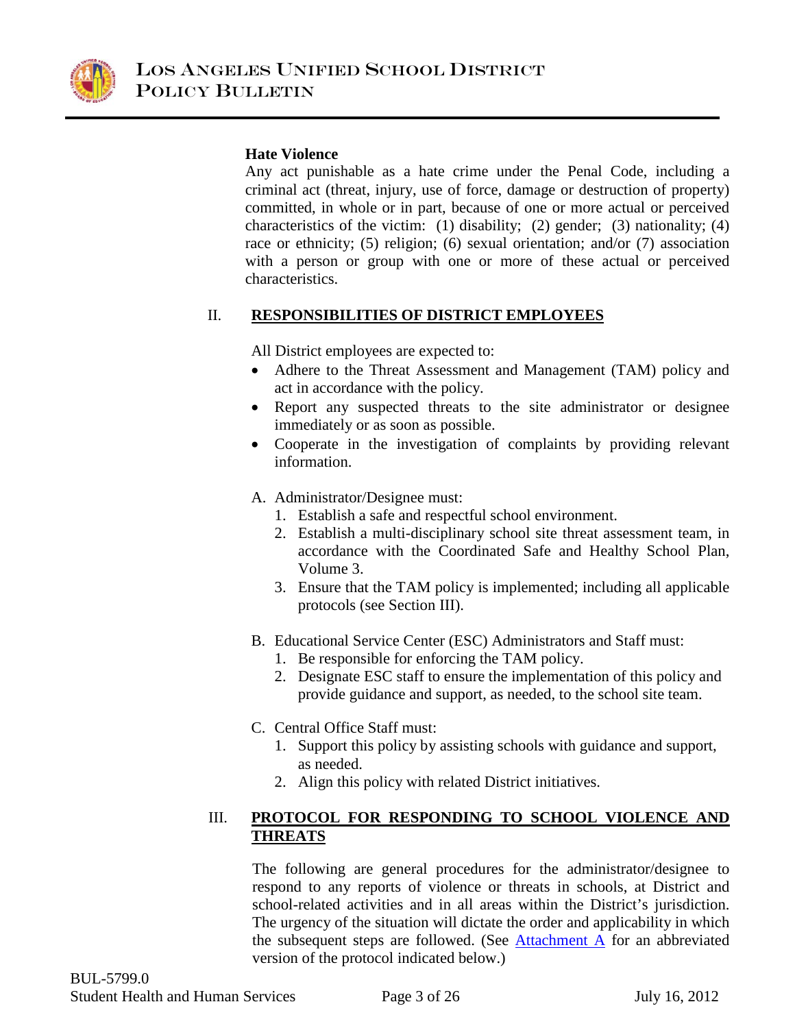**Hate Violence**

Any act punishable as a hate crime under the Penal Code, including a criminal act (threat, injury, use of force, damage or destruction of property) committed, in whole or in part, because of one or more actual or perceived characteristics of the victim: (1) disability; (2) gender; (3) nationality; (4) race or ethnicity; (5) religion; (6) sexual orientation; and/or (7) association with a person or group with one or more of these actual or perceived characteristics.

## II. RESPONSIBILITIES OF DISTRICT EMPLOYEES

All District employees are expected to:

- Adhere to the Threat Assessment and Management (TAM) policy and act in accordance with the policy.
- Report any suspected threats to the site administrator or designee immediately or as soon as possible.
- Cooperate in the investigation of complaints by providing relevant information.

A. Administrator/Designee must:
   1. Establish a safe and respectful school environment.
   2. Establish a multi-disciplinary school site threat assessment team, in accordance with the Coordinated Safe and Healthy School Plan, Volume 3.
   3. Ensure that the TAM policy is implemented; including all applicable protocols (see Section III).

B. Educational Service Center (ESC) Administrators and Staff must:
   1. Be responsible for enforcing the TAM policy.
   2. Designate ESC staff to ensure the implementation of this policy and provide guidance and support, as needed, to the school site team.

C. Central Office Staff must:
   1. Support this policy by assisting schools with guidance and support, as needed.
   2. Align this policy with related District initiatives.

## III. PROTOCOL FOR RESPONDING TO SCHOOL VIOLENCE AND THREATS

The following are general procedures for the administrator/designee to respond to any reports of violence or threats in schools, at District and school-related activities and in all areas within the District's jurisdiction. The urgency of the situation will dictate the order and applicability in which the subsequent steps are followed. (See Attachment A for an abbreviated version of the protocol indicated below.)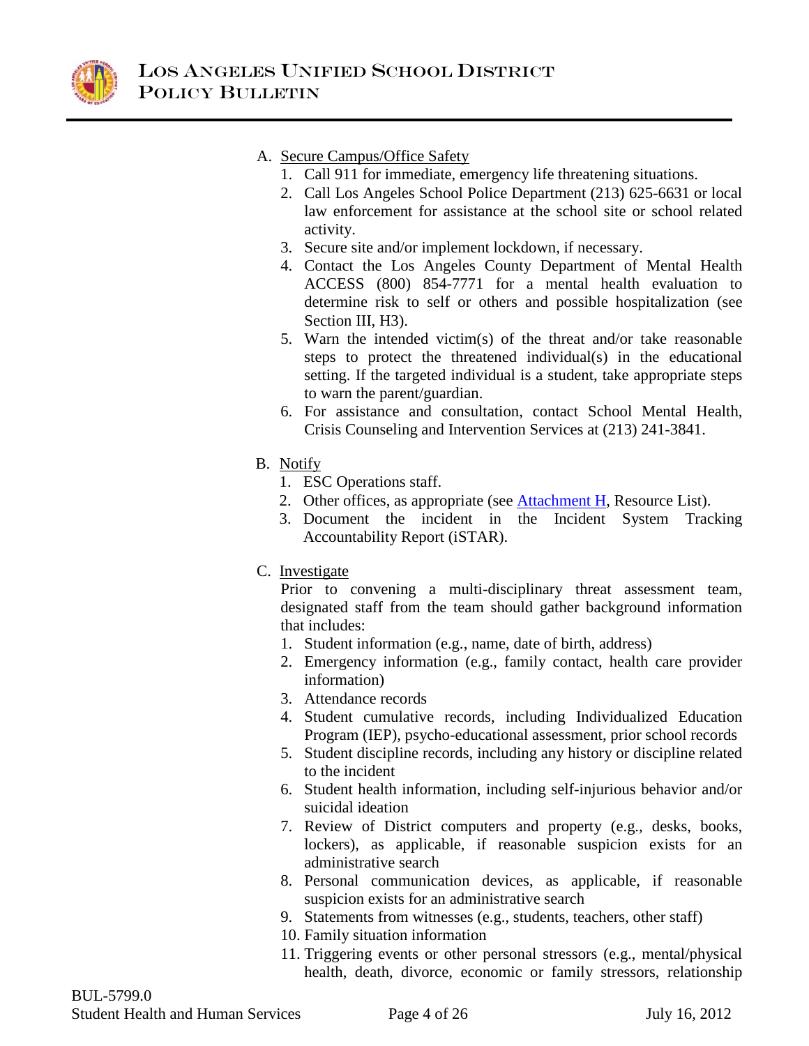A. Secure Campus/Office Safety
   1. Call 911 for immediate, emergency life threatening situations.
   2. Call Los Angeles School Police Department (213) 625-6631 or local law enforcement for assistance at the school site or school related activity.
   3. Secure site and/or implement lockdown, if necessary.
   4. Contact the Los Angeles County Department of Mental Health ACCESS (800) 854-7771 for a mental health evaluation to determine risk to self or others and possible hospitalization (see Section III, H3).
   5. Warn the intended victim(s) of the threat and/or take reasonable steps to protect the threatened individual(s) in the educational setting. If the targeted individual is a student, take appropriate steps to warn the parent/guardian.
   6. For assistance and consultation, contact School Mental Health, Crisis Counseling and Intervention Services at (213) 241-3841.

B. Notify
   1. ESC Operations staff.
   2. Other offices, as appropriate (see Attachment H, Resource List).
   3. Document the incident in the Incident System Tracking Accountability Report (iSTAR).

C. Investigate

   Prior to convening a multi-disciplinary threat assessment team, designated staff from the team should gather background information that includes:
   1. Student information (e.g., name, date of birth, address)
   2. Emergency information (e.g., family contact, health care provider information)
   3. Attendance records
   4. Student cumulative records, including Individualized Education Program (IEP), psycho-educational assessment, prior school records
   5. Student discipline records, including any history or discipline related to the incident
   6. Student health information, including self-injurious behavior and/or suicidal ideation
   7. Review of District computers and property (e.g., desks, books, lockers), as applicable, if reasonable suspicion exists for an administrative search
   8. Personal communication devices, as applicable, if reasonable suspicion exists for an administrative search
   9. Statements from witnesses (e.g., students, teachers, other staff)
   10. Family situation information
   11. Triggering events or other personal stressors (e.g., mental/physical health, death, divorce, economic or family stressors, relationship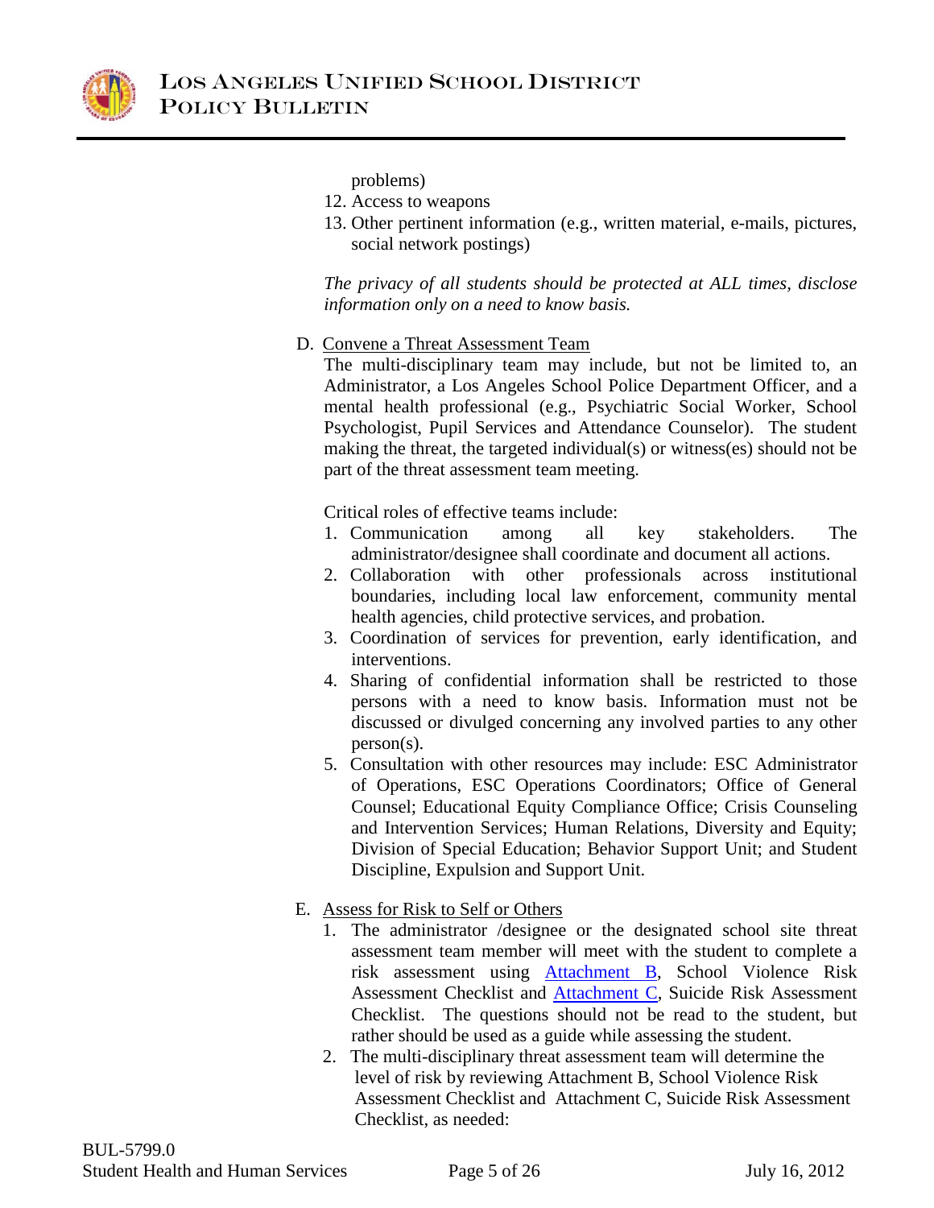problems)

12. Access to weapons
13. Other pertinent information (e.g., written material, e-mails, pictures, social network postings)

*The privacy of all students should be protected at ALL times, disclose information only on a need to know basis.*

D. Convene a Threat Assessment Team

The multi-disciplinary team may include, but not be limited to, an Administrator, a Los Angeles School Police Department Officer, and a mental health professional (e.g., Psychiatric Social Worker, School Psychologist, Pupil Services and Attendance Counselor). The student making the threat, the targeted individual(s) or witness(es) should not be part of the threat assessment team meeting.

Critical roles of effective teams include:

1. Communication among all key stakeholders. The administrator/designee shall coordinate and document all actions.
2. Collaboration with other professionals across institutional boundaries, including local law enforcement, community mental health agencies, child protective services, and probation.
3. Coordination of services for prevention, early identification, and interventions.
4. Sharing of confidential information shall be restricted to those persons with a need to know basis. Information must not be discussed or divulged concerning any involved parties to any other person(s).
5. Consultation with other resources may include: ESC Administrator of Operations, ESC Operations Coordinators; Office of General Counsel; Educational Equity Compliance Office; Crisis Counseling and Intervention Services; Human Relations, Diversity and Equity; Division of Special Education; Behavior Support Unit; and Student Discipline, Expulsion and Support Unit.

E. Assess for Risk to Self or Others

1. The administrator /designee or the designated school site threat assessment team member will meet with the student to complete a risk assessment using Attachment B, School Violence Risk Assessment Checklist and Attachment C, Suicide Risk Assessment Checklist. The questions should not be read to the student, but rather should be used as a guide while assessing the student.
2. The multi-disciplinary threat assessment team will determine the level of risk by reviewing Attachment B, School Violence Risk Assessment Checklist and Attachment C, Suicide Risk Assessment Checklist, as needed: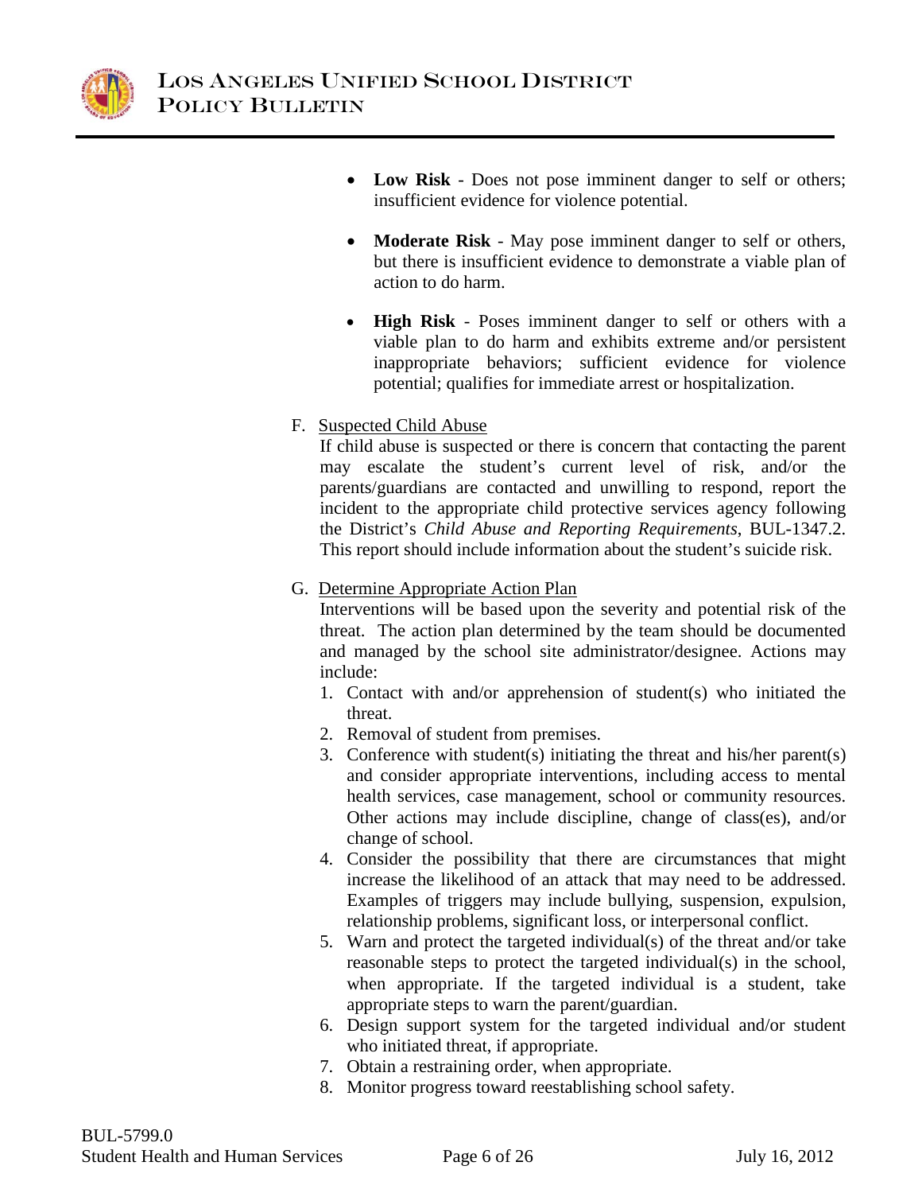- **Low Risk** - Does not pose imminent danger to self or others; insufficient evidence for violence potential.

- **Moderate Risk** - May pose imminent danger to self or others, but there is insufficient evidence to demonstrate a viable plan of action to do harm.

- **High Risk** - Poses imminent danger to self or others with a viable plan to do harm and exhibits extreme and/or persistent inappropriate behaviors; sufficient evidence for violence potential; qualifies for immediate arrest or hospitalization.

F. Suspected Child Abuse

If child abuse is suspected or there is concern that contacting the parent may escalate the student's current level of risk, and/or the parents/guardians are contacted and unwilling to respond, report the incident to the appropriate child protective services agency following the District's *Child Abuse and Reporting Requirements*, BUL-1347.2. This report should include information about the student's suicide risk.

G. Determine Appropriate Action Plan

Interventions will be based upon the severity and potential risk of the threat. The action plan determined by the team should be documented and managed by the school site administrator/designee. Actions may include:

1. Contact with and/or apprehension of student(s) who initiated the threat.
2. Removal of student from premises.
3. Conference with student(s) initiating the threat and his/her parent(s) and consider appropriate interventions, including access to mental health services, case management, school or community resources. Other actions may include discipline, change of class(es), and/or change of school.
4. Consider the possibility that there are circumstances that might increase the likelihood of an attack that may need to be addressed. Examples of triggers may include bullying, suspension, expulsion, relationship problems, significant loss, or interpersonal conflict.
5. Warn and protect the targeted individual(s) of the threat and/or take reasonable steps to protect the targeted individual(s) in the school, when appropriate. If the targeted individual is a student, take appropriate steps to warn the parent/guardian.
6. Design support system for the targeted individual and/or student who initiated threat, if appropriate.
7. Obtain a restraining order, when appropriate.
8. Monitor progress toward reestablishing school safety.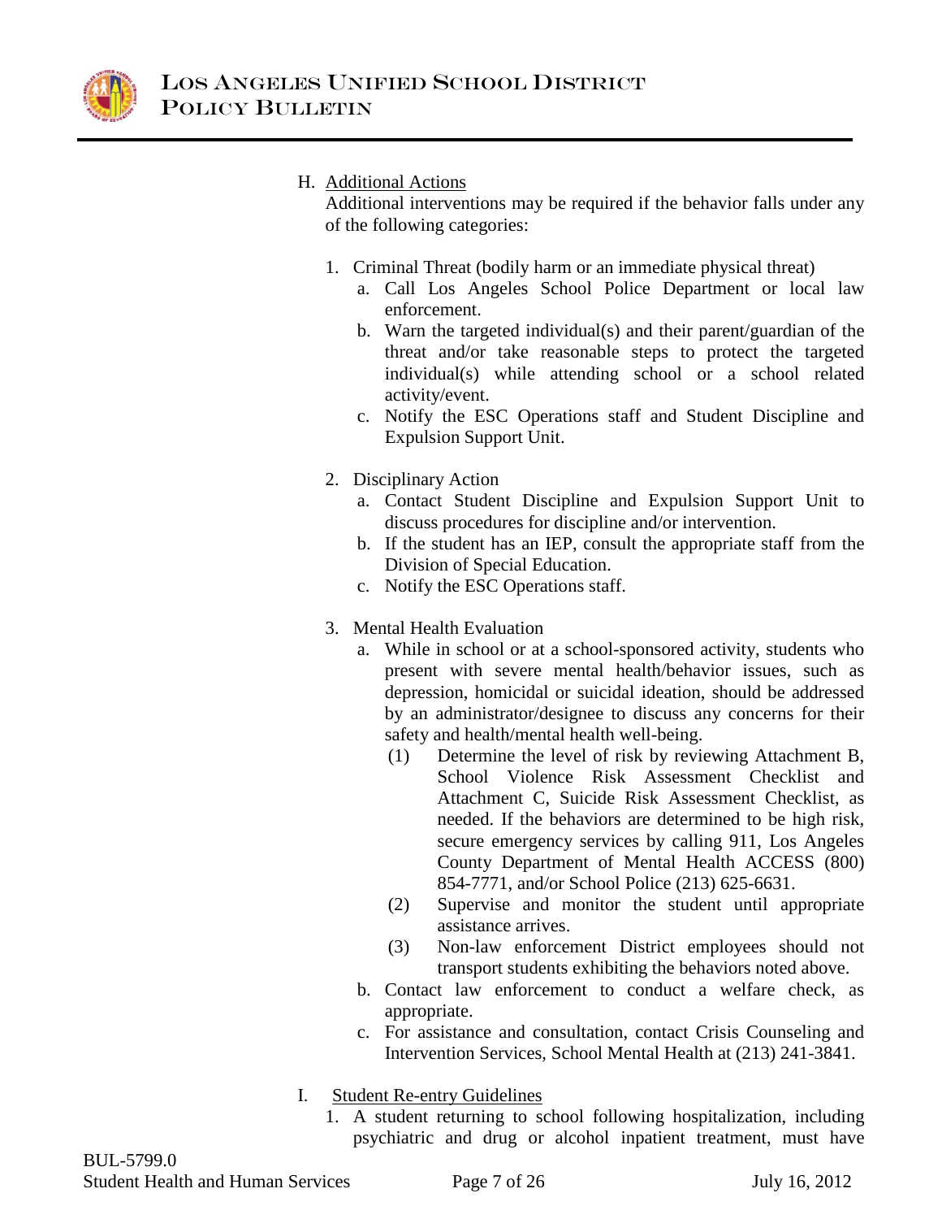H. <u>Additional Actions</u>

Additional interventions may be required if the behavior falls under any of the following categories:

1. Criminal Threat (bodily harm or an immediate physical threat)
   a. Call Los Angeles School Police Department or local law enforcement.
   b. Warn the targeted individual(s) and their parent/guardian of the threat and/or take reasonable steps to protect the targeted individual(s) while attending school or a school related activity/event.
   c. Notify the ESC Operations staff and Student Discipline and Expulsion Support Unit.

2. Disciplinary Action
   a. Contact Student Discipline and Expulsion Support Unit to discuss procedures for discipline and/or intervention.
   b. If the student has an IEP, consult the appropriate staff from the Division of Special Education.
   c. Notify the ESC Operations staff.

3. Mental Health Evaluation
   a. While in school or at a school-sponsored activity, students who present with severe mental health/behavior issues, such as depression, homicidal or suicidal ideation, should be addressed by an administrator/designee to discuss any concerns for their safety and health/mental health well-being.
      (1) Determine the level of risk by reviewing Attachment B, School Violence Risk Assessment Checklist and Attachment C, Suicide Risk Assessment Checklist, as needed. If the behaviors are determined to be high risk, secure emergency services by calling 911, Los Angeles County Department of Mental Health ACCESS (800) 854-7771, and/or School Police (213) 625-6631.
      (2) Supervise and monitor the student until appropriate assistance arrives.
      (3) Non-law enforcement District employees should not transport students exhibiting the behaviors noted above.
   b. Contact law enforcement to conduct a welfare check, as appropriate.
   c. For assistance and consultation, contact Crisis Counseling and Intervention Services, School Mental Health at (213) 241-3841.

I. <u>Student Re-entry Guidelines</u>

1. A student returning to school following hospitalization, including psychiatric and drug or alcohol inpatient treatment, must have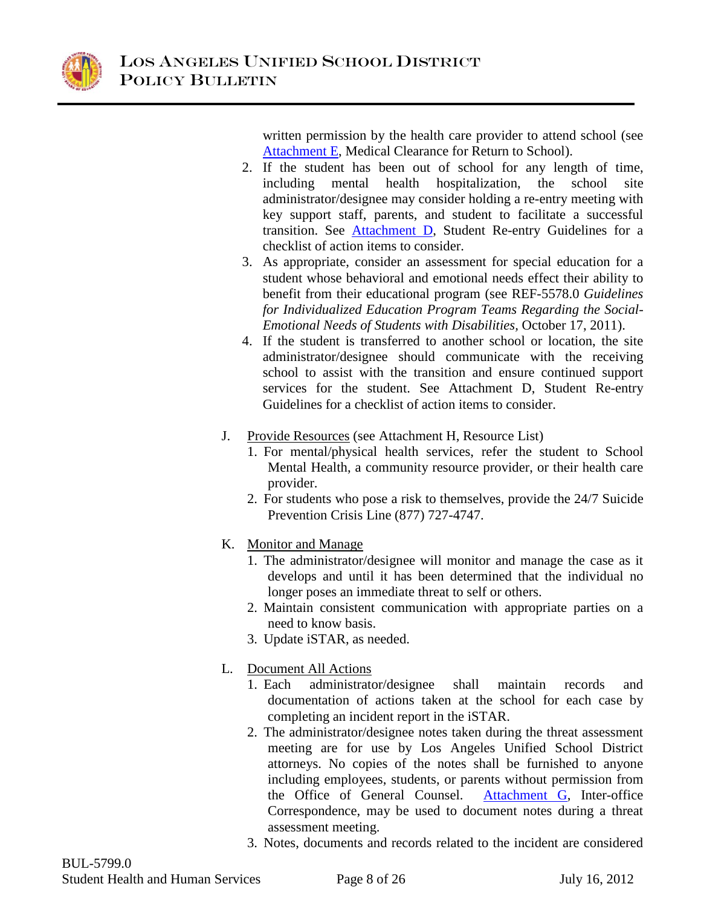written permission by the health care provider to attend school (see Attachment E, Medical Clearance for Return to School).

2. If the student has been out of school for any length of time, including mental health hospitalization, the school site administrator/designee may consider holding a re-entry meeting with key support staff, parents, and student to facilitate a successful transition. See Attachment D, Student Re-entry Guidelines for a checklist of action items to consider.
3. As appropriate, consider an assessment for special education for a student whose behavioral and emotional needs effect their ability to benefit from their educational program (see REF-5578.0 *Guidelines for Individualized Education Program Teams Regarding the Social-Emotional Needs of Students with Disabilities*, October 17, 2011).
4. If the student is transferred to another school or location, the site administrator/designee should communicate with the receiving school to assist with the transition and ensure continued support services for the student. See Attachment D, Student Re-entry Guidelines for a checklist of action items to consider.

J. Provide Resources (see Attachment H, Resource List)

1. For mental/physical health services, refer the student to School Mental Health, a community resource provider, or their health care provider.
2. For students who pose a risk to themselves, provide the 24/7 Suicide Prevention Crisis Line (877) 727-4747.

K. Monitor and Manage

1. The administrator/designee will monitor and manage the case as it develops and until it has been determined that the individual no longer poses an immediate threat to self or others.
2. Maintain consistent communication with appropriate parties on a need to know basis.
3. Update iSTAR, as needed.

L. Document All Actions

1. Each administrator/designee shall maintain records and documentation of actions taken at the school for each case by completing an incident report in the iSTAR.
2. The administrator/designee notes taken during the threat assessment meeting are for use by Los Angeles Unified School District attorneys. No copies of the notes shall be furnished to anyone including employees, students, or parents without permission from the Office of General Counsel. Attachment G, Inter-office Correspondence, may be used to document notes during a threat assessment meeting.
3. Notes, documents and records related to the incident are considered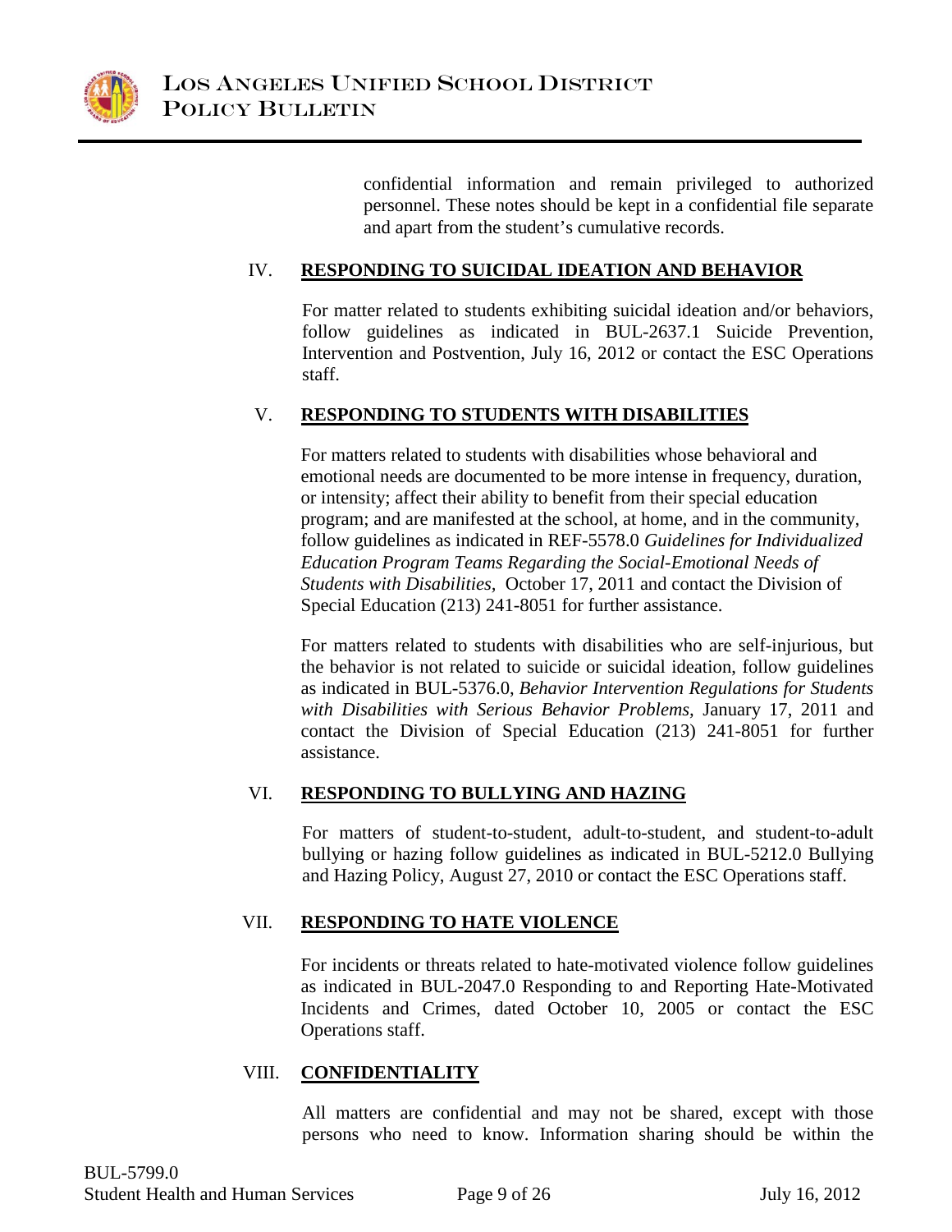confidential information and remain privileged to authorized personnel. These notes should be kept in a confidential file separate and apart from the student's cumulative records.

## IV. RESPONDING TO SUICIDAL IDEATION AND BEHAVIOR

For matter related to students exhibiting suicidal ideation and/or behaviors, follow guidelines as indicated in BUL-2637.1 Suicide Prevention, Intervention and Postvention, July 16, 2012 or contact the ESC Operations staff.

## V. RESPONDING TO STUDENTS WITH DISABILITIES

For matters related to students with disabilities whose behavioral and emotional needs are documented to be more intense in frequency, duration, or intensity; affect their ability to benefit from their special education program; and are manifested at the school, at home, and in the community, follow guidelines as indicated in REF-5578.0 *Guidelines for Individualized Education Program Teams Regarding the Social-Emotional Needs of Students with Disabilities,* October 17, 2011 and contact the Division of Special Education (213) 241-8051 for further assistance.

For matters related to students with disabilities who are self-injurious, but the behavior is not related to suicide or suicidal ideation, follow guidelines as indicated in BUL-5376.0, *Behavior Intervention Regulations for Students with Disabilities with Serious Behavior Problems,* January 17, 2011 and contact the Division of Special Education (213) 241-8051 for further assistance.

## VI. RESPONDING TO BULLYING AND HAZING

For matters of student-to-student, adult-to-student, and student-to-adult bullying or hazing follow guidelines as indicated in BUL-5212.0 Bullying and Hazing Policy, August 27, 2010 or contact the ESC Operations staff.

## VII. RESPONDING TO HATE VIOLENCE

For incidents or threats related to hate-motivated violence follow guidelines as indicated in BUL-2047.0 Responding to and Reporting Hate-Motivated Incidents and Crimes, dated October 10, 2005 or contact the ESC Operations staff.

## VIII. CONFIDENTIALITY

All matters are confidential and may not be shared, except with those persons who need to know. Information sharing should be within the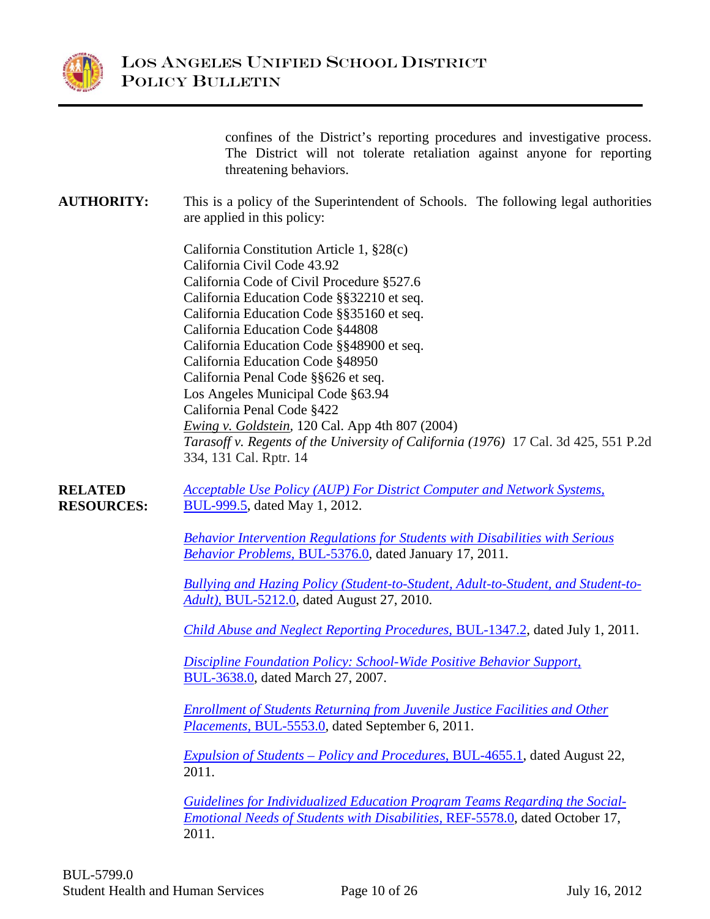confines of the District's reporting procedures and investigative process. The District will not tolerate retaliation against anyone for reporting threatening behaviors.

**AUTHORITY:** This is a policy of the Superintendent of Schools. The following legal authorities are applied in this policy:

California Constitution Article 1, §28(c)
California Civil Code 43.92
California Code of Civil Procedure §527.6
California Education Code §§32210 et seq.
California Education Code §§35160 et seq.
California Education Code §44808
California Education Code §§48900 et seq.
California Education Code §48950
California Penal Code §§626 et seq.
Los Angeles Municipal Code §63.94
California Penal Code §422
*Ewing v. Goldstein*, 120 Cal. App 4th 807 (2004)
*Tarasoff v. Regents of the University of California (1976)* 17 Cal. 3d 425, 551 P.2d 334, 131 Cal. Rptr. 14

**RELATED RESOURCES:**

*Acceptable Use Policy (AUP) For District Computer and Network Systems,* BUL-999.5, dated May 1, 2012.

*Behavior Intervention Regulations for Students with Disabilities with Serious Behavior Problems,* BUL-5376.0, dated January 17, 2011.

*Bullying and Hazing Policy (Student-to-Student, Adult-to-Student, and Student-to-Adult),* BUL-5212.0, dated August 27, 2010.

*Child Abuse and Neglect Reporting Procedures,* BUL-1347.2, dated July 1, 2011.

*Discipline Foundation Policy: School-Wide Positive Behavior Support,* BUL-3638.0, dated March 27, 2007.

*Enrollment of Students Returning from Juvenile Justice Facilities and Other Placements,* BUL-5553.0, dated September 6, 2011.

*Expulsion of Students – Policy and Procedures,* BUL-4655.1, dated August 22, 2011.

*Guidelines for Individualized Education Program Teams Regarding the Social-Emotional Needs of Students with Disabilities,* REF-5578.0, dated October 17, 2011.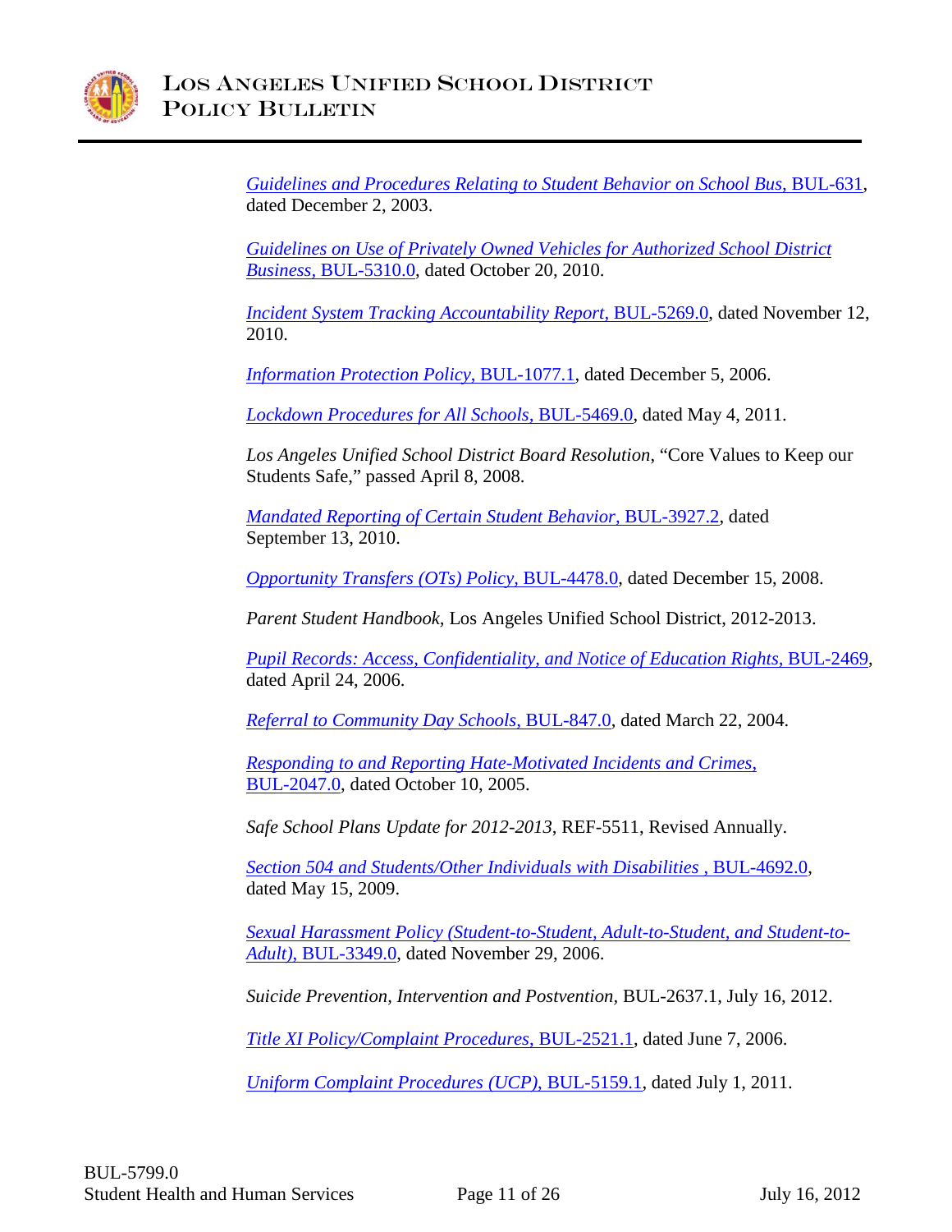*Guidelines and Procedures Relating to Student Behavior on School Bus,* BUL-631, dated December 2, 2003.

*Guidelines on Use of Privately Owned Vehicles for Authorized School District Business,* BUL-5310.0, dated October 20, 2010.

*Incident System Tracking Accountability Report,* BUL-5269.0, dated November 12, 2010.

*Information Protection Policy,* BUL-1077.1, dated December 5, 2006.

*Lockdown Procedures for All Schools,* BUL-5469.0, dated May 4, 2011.

*Los Angeles Unified School District Board Resolution*, "Core Values to Keep our Students Safe," passed April 8, 2008.

*Mandated Reporting of Certain Student Behavior,* BUL-3927.2, dated September 13, 2010.

*Opportunity Transfers (OTs) Policy,* BUL-4478.0, dated December 15, 2008.

*Parent Student Handbook,* Los Angeles Unified School District, 2012-2013.

*Pupil Records: Access, Confidentiality, and Notice of Education Rights,* BUL-2469, dated April 24, 2006.

*Referral to Community Day Schools,* BUL-847.0, dated March 22, 2004.

*Responding to and Reporting Hate-Motivated Incidents and Crimes,* BUL-2047.0, dated October 10, 2005.

*Safe School Plans Update for 2012-2013*, REF-5511, Revised Annually.

*Section 504 and Students/Other Individuals with Disabilities ,* BUL-4692.0, dated May 15, 2009.

*Sexual Harassment Policy (Student-to-Student, Adult-to-Student, and Student-to-Adult),* BUL-3349.0, dated November 29, 2006.

*Suicide Prevention, Intervention and Postvention,* BUL-2637.1, July 16, 2012.

*Title XI Policy/Complaint Procedures,* BUL-2521.1, dated June 7, 2006.

*Uniform Complaint Procedures (UCP),* BUL-5159.1, dated July 1, 2011.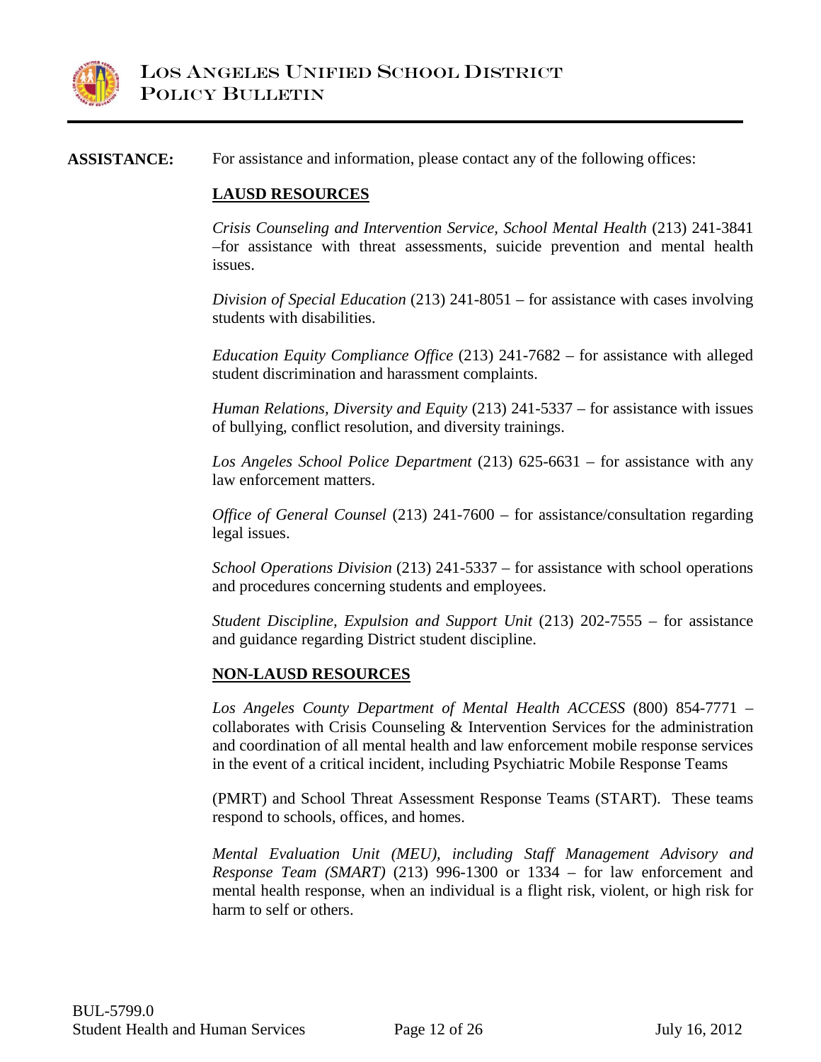**ASSISTANCE:** For assistance and information, please contact any of the following offices:

**LAUSD RESOURCES**

*Crisis Counseling and Intervention Service, School Mental Health* (213) 241-3841 –for assistance with threat assessments, suicide prevention and mental health issues.

*Division of Special Education* (213) 241-8051 – for assistance with cases involving students with disabilities.

*Education Equity Compliance Office* (213) 241-7682 – for assistance with alleged student discrimination and harassment complaints.

*Human Relations, Diversity and Equity* (213) 241-5337 – for assistance with issues of bullying, conflict resolution, and diversity trainings.

*Los Angeles School Police Department* (213) 625-6631 – for assistance with any law enforcement matters.

*Office of General Counsel* (213) 241-7600 – for assistance/consultation regarding legal issues.

*School Operations Division* (213) 241-5337 – for assistance with school operations and procedures concerning students and employees.

*Student Discipline, Expulsion and Support Unit* (213) 202-7555 – for assistance and guidance regarding District student discipline.

**NON-LAUSD RESOURCES**

*Los Angeles County Department of Mental Health ACCESS* (800) 854-7771 – collaborates with Crisis Counseling & Intervention Services for the administration and coordination of all mental health and law enforcement mobile response services in the event of a critical incident, including Psychiatric Mobile Response Teams

(PMRT) and School Threat Assessment Response Teams (START). These teams respond to schools, offices, and homes.

*Mental Evaluation Unit (MEU), including Staff Management Advisory and Response Team (SMART)* (213) 996-1300 or 1334 – for law enforcement and mental health response, when an individual is a flight risk, violent, or high risk for harm to self or others.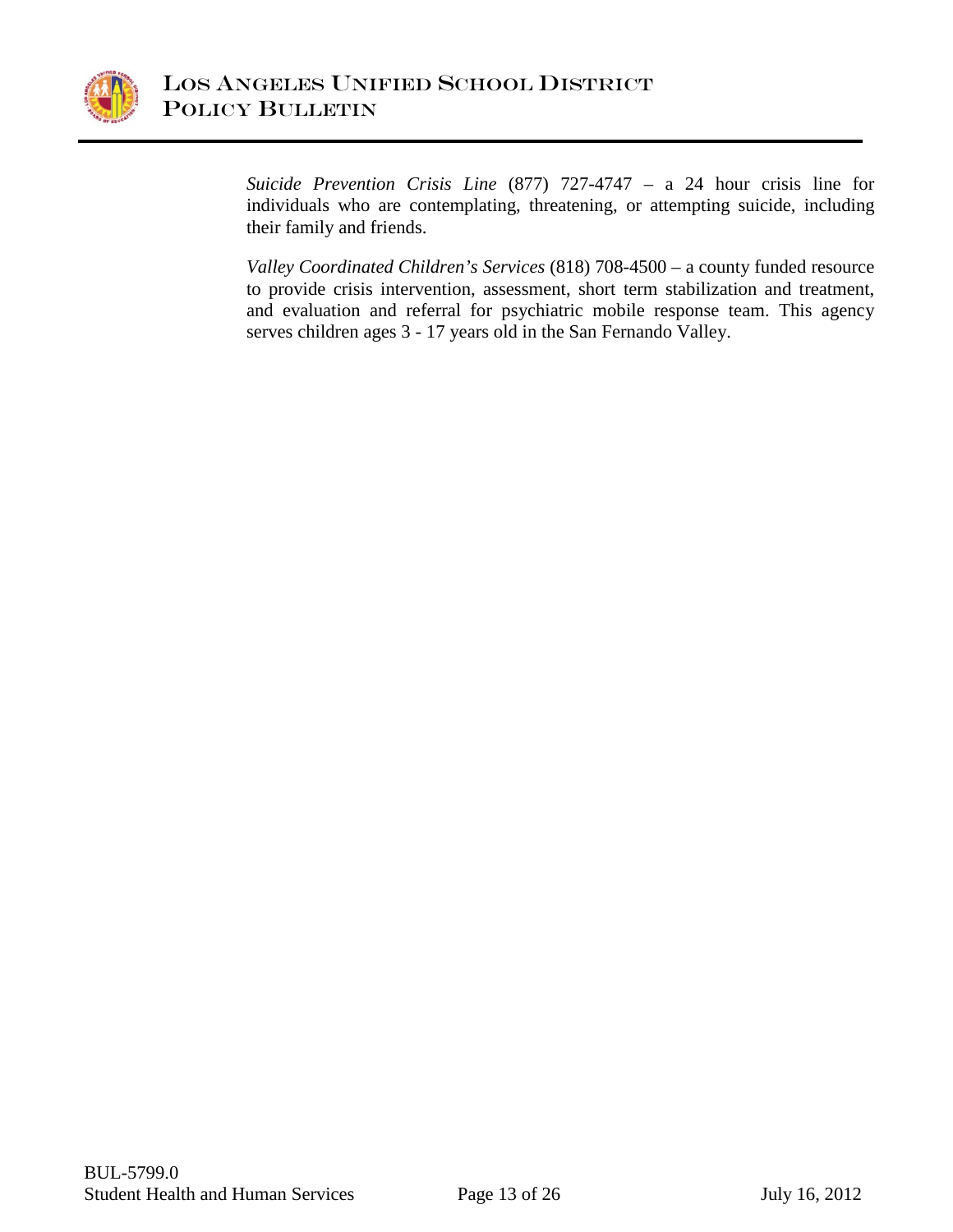*Suicide Prevention Crisis Line* (877) 727-4747 – a 24 hour crisis line for individuals who are contemplating, threatening, or attempting suicide, including their family and friends.

*Valley Coordinated Children's Services* (818) 708-4500 – a county funded resource to provide crisis intervention, assessment, short term stabilization and treatment, and evaluation and referral for psychiatric mobile response team. This agency serves children ages 3 - 17 years old in the San Fernando Valley.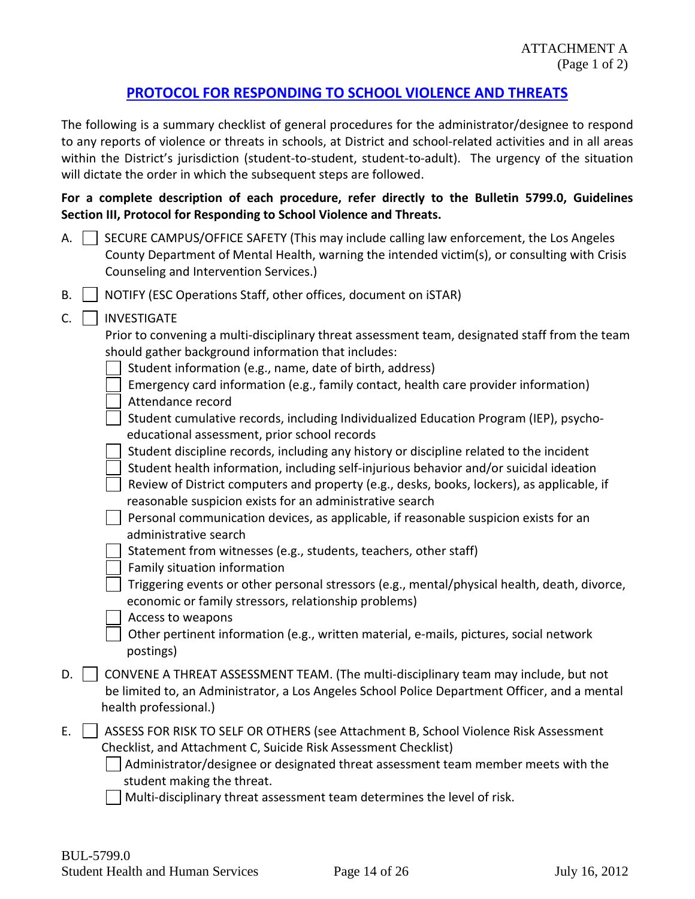ATTACHMENT A
(Page 1 of 2)

## PROTOCOL FOR RESPONDING TO SCHOOL VIOLENCE AND THREATS

The following is a summary checklist of general procedures for the administrator/designee to respond to any reports of violence or threats in schools, at District and school-related activities and in all areas within the District's jurisdiction (student-to-student, student-to-adult). The urgency of the situation will dictate the order in which the subsequent steps are followed.

**For a complete description of each procedure, refer directly to the Bulletin 5799.0, Guidelines Section III, Protocol for Responding to School Violence and Threats.**

A. ☐ SECURE CAMPUS/OFFICE SAFETY (This may include calling law enforcement, the Los Angeles County Department of Mental Health, warning the intended victim(s), or consulting with Crisis Counseling and Intervention Services.)

B. ☐ NOTIFY (ESC Operations Staff, other offices, document on iSTAR)

C. ☐ INVESTIGATE

Prior to convening a multi-disciplinary threat assessment team, designated staff from the team should gather background information that includes:

- ☐ Student information (e.g., name, date of birth, address)
- ☐ Emergency card information (e.g., family contact, health care provider information)
- ☐ Attendance record
- ☐ Student cumulative records, including Individualized Education Program (IEP), psycho-educational assessment, prior school records
- ☐ Student discipline records, including any history or discipline related to the incident
- ☐ Student health information, including self-injurious behavior and/or suicidal ideation
- ☐ Review of District computers and property (e.g., desks, books, lockers), as applicable, if reasonable suspicion exists for an administrative search
- ☐ Personal communication devices, as applicable, if reasonable suspicion exists for an administrative search
- ☐ Statement from witnesses (e.g., students, teachers, other staff)
- ☐ Family situation information
- ☐ Triggering events or other personal stressors (e.g., mental/physical health, death, divorce, economic or family stressors, relationship problems)
- ☐ Access to weapons
- ☐ Other pertinent information (e.g., written material, e-mails, pictures, social network postings)

D. ☐ CONVENE A THREAT ASSESSMENT TEAM. (The multi-disciplinary team may include, but not be limited to, an Administrator, a Los Angeles School Police Department Officer, and a mental health professional.)

E. ☐ ASSESS FOR RISK TO SELF OR OTHERS (see Attachment B, School Violence Risk Assessment Checklist, and Attachment C, Suicide Risk Assessment Checklist)

- ☐ Administrator/designee or designated threat assessment team member meets with the student making the threat.
- ☐ Multi-disciplinary threat assessment team determines the level of risk.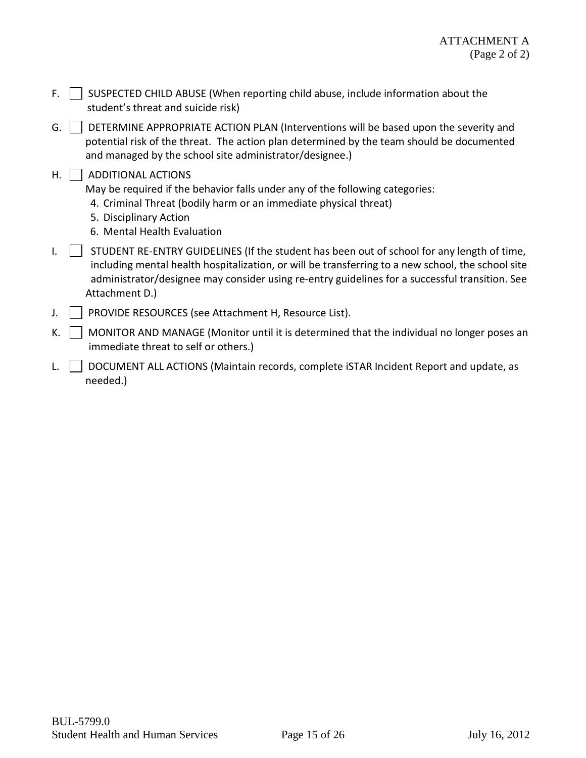ATTACHMENT A
(Page 2 of 2)

F. ☐ SUSPECTED CHILD ABUSE (When reporting child abuse, include information about the student's threat and suicide risk)

G. ☐ DETERMINE APPROPRIATE ACTION PLAN (Interventions will be based upon the severity and potential risk of the threat. The action plan determined by the team should be documented and managed by the school site administrator/designee.)

H. ☐ ADDITIONAL ACTIONS
May be required if the behavior falls under any of the following categories:
   4. Criminal Threat (bodily harm or an immediate physical threat)
   5. Disciplinary Action
   6. Mental Health Evaluation

I. ☐ STUDENT RE-ENTRY GUIDELINES (If the student has been out of school for any length of time, including mental health hospitalization, or will be transferring to a new school, the school site administrator/designee may consider using re-entry guidelines for a successful transition. See Attachment D.)

J. ☐ PROVIDE RESOURCES (see Attachment H, Resource List).

K. ☐ MONITOR AND MANAGE (Monitor until it is determined that the individual no longer poses an immediate threat to self or others.)

L. ☐ DOCUMENT ALL ACTIONS (Maintain records, complete iSTAR Incident Report and update, as needed.)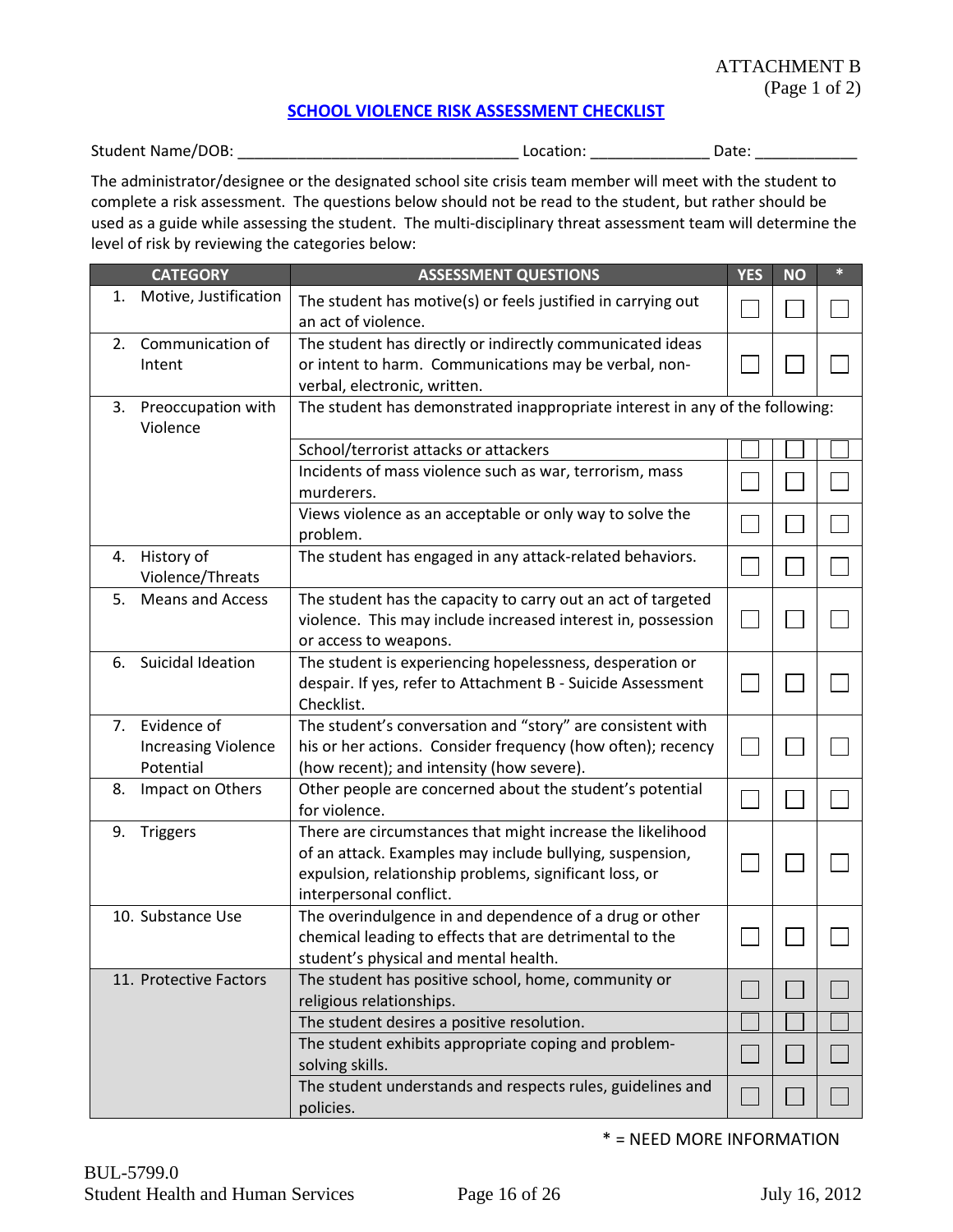ATTACHMENT B
(Page 1 of 2)

## SCHOOL VIOLENCE RISK ASSESSMENT CHECKLIST

Student Name/DOB: ________________________________ Location: _____________ Date: ____________

The administrator/designee or the designated school site crisis team member will meet with the student to complete a risk assessment. The questions below should not be read to the student, but rather should be used as a guide while assessing the student. The multi-disciplinary threat assessment team will determine the level of risk by reviewing the categories below:

| CATEGORY | ASSESSMENT QUESTIONS | YES | NO | * |
|---|---|---|---|---|
| 1. Motive, Justification | The student has motive(s) or feels justified in carrying out an act of violence. | ☐ | ☐ | ☐ |
| 2. Communication of Intent | The student has directly or indirectly communicated ideas or intent to harm. Communications may be verbal, non-verbal, electronic, written. | ☐ | ☐ | ☐ |
| 3. Preoccupation with Violence | The student has demonstrated inappropriate interest in any of the following: | | | |
| | School/terrorist attacks or attackers | ☐ | ☐ | ☐ |
| | Incidents of mass violence such as war, terrorism, mass murderers. | ☐ | ☐ | ☐ |
| | Views violence as an acceptable or only way to solve the problem. | ☐ | ☐ | ☐ |
| 4. History of Violence/Threats | The student has engaged in any attack-related behaviors. | ☐ | ☐ | ☐ |
| 5. Means and Access | The student has the capacity to carry out an act of targeted violence. This may include increased interest in, possession or access to weapons. | ☐ | ☐ | ☐ |
| 6. Suicidal Ideation | The student is experiencing hopelessness, desperation or despair. If yes, refer to Attachment B - Suicide Assessment Checklist. | ☐ | ☐ | ☐ |
| 7. Evidence of Increasing Violence Potential | The student's conversation and "story" are consistent with his or her actions. Consider frequency (how often); recency (how recent); and intensity (how severe). | ☐ | ☐ | ☐ |
| 8. Impact on Others | Other people are concerned about the student's potential for violence. | ☐ | ☐ | ☐ |
| 9. Triggers | There are circumstances that might increase the likelihood of an attack. Examples may include bullying, suspension, expulsion, relationship problems, significant loss, or interpersonal conflict. | ☐ | ☐ | ☐ |
| 10. Substance Use | The overindulgence in and dependence of a drug or other chemical leading to effects that are detrimental to the student's physical and mental health. | ☐ | ☐ | ☐ |
| 11. Protective Factors | The student has positive school, home, community or religious relationships. | ☐ | ☐ | ☐ |
| | The student desires a positive resolution. | ☐ | ☐ | ☐ |
| | The student exhibits appropriate coping and problem-solving skills. | ☐ | ☐ | ☐ |
| | The student understands and respects rules, guidelines and policies. | ☐ | ☐ | ☐ |

* = NEED MORE INFORMATION

BUL-5799.0
Student Health and Human Services July 16, 2012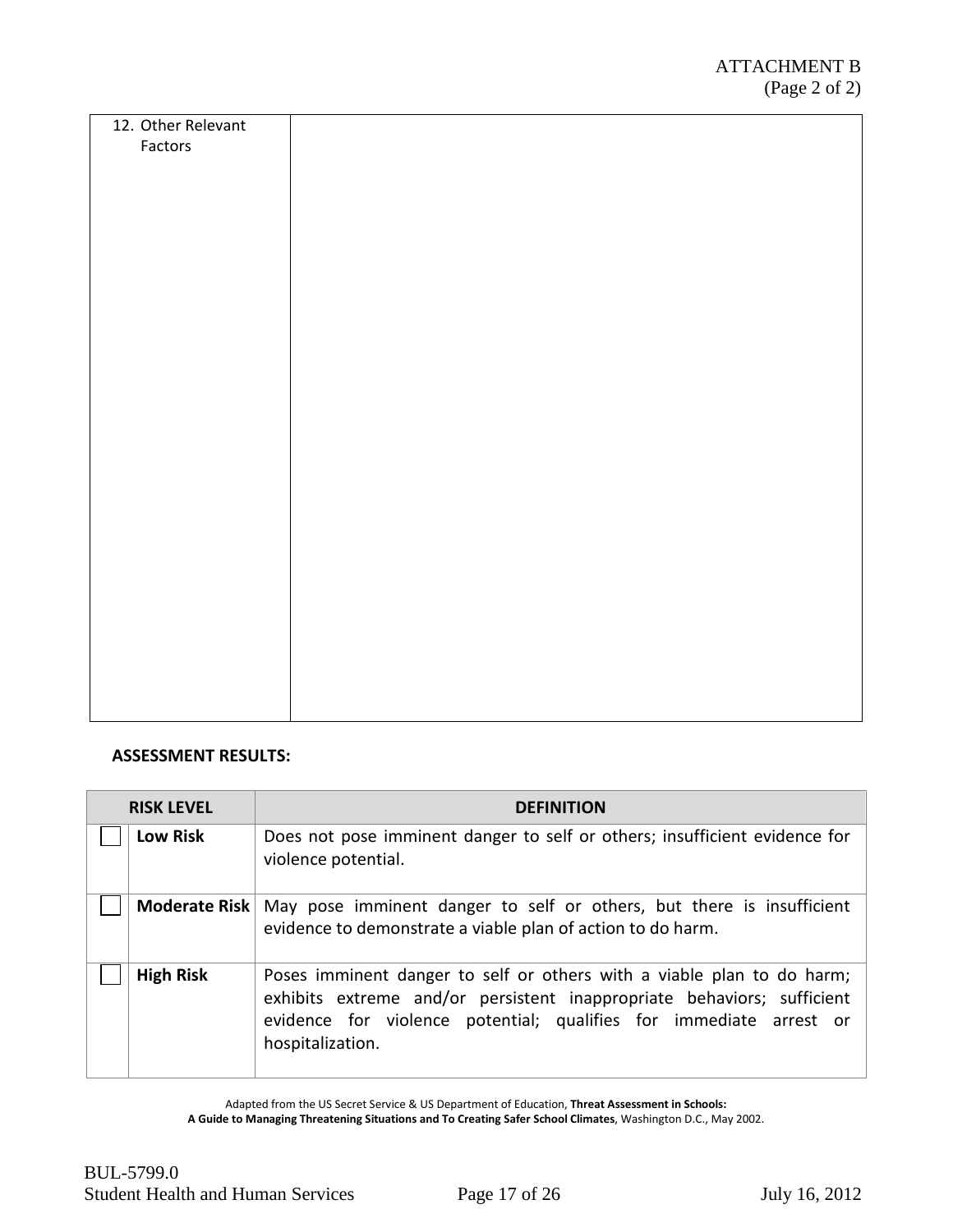ATTACHMENT B
(Page 2 of 2)

| 12. Other Relevant Factors | |
|---|---|

**ASSESSMENT RESULTS:**

| RISK LEVEL | | DEFINITION |
|---|---|---|
| ☐ | **Low Risk** | Does not pose imminent danger to self or others; insufficient evidence for violence potential. |
| ☐ | **Moderate Risk** | May pose imminent danger to self or others, but there is insufficient evidence to demonstrate a viable plan of action to do harm. |
| ☐ | **High Risk** | Poses imminent danger to self or others with a viable plan to do harm; exhibits extreme and/or persistent inappropriate behaviors; sufficient evidence for violence potential; qualifies for immediate arrest or hospitalization. |

Adapted from the US Secret Service & US Department of Education, **Threat Assessment in Schools: A Guide to Managing Threatening Situations and To Creating Safer School Climates**, Washington D.C., May 2002.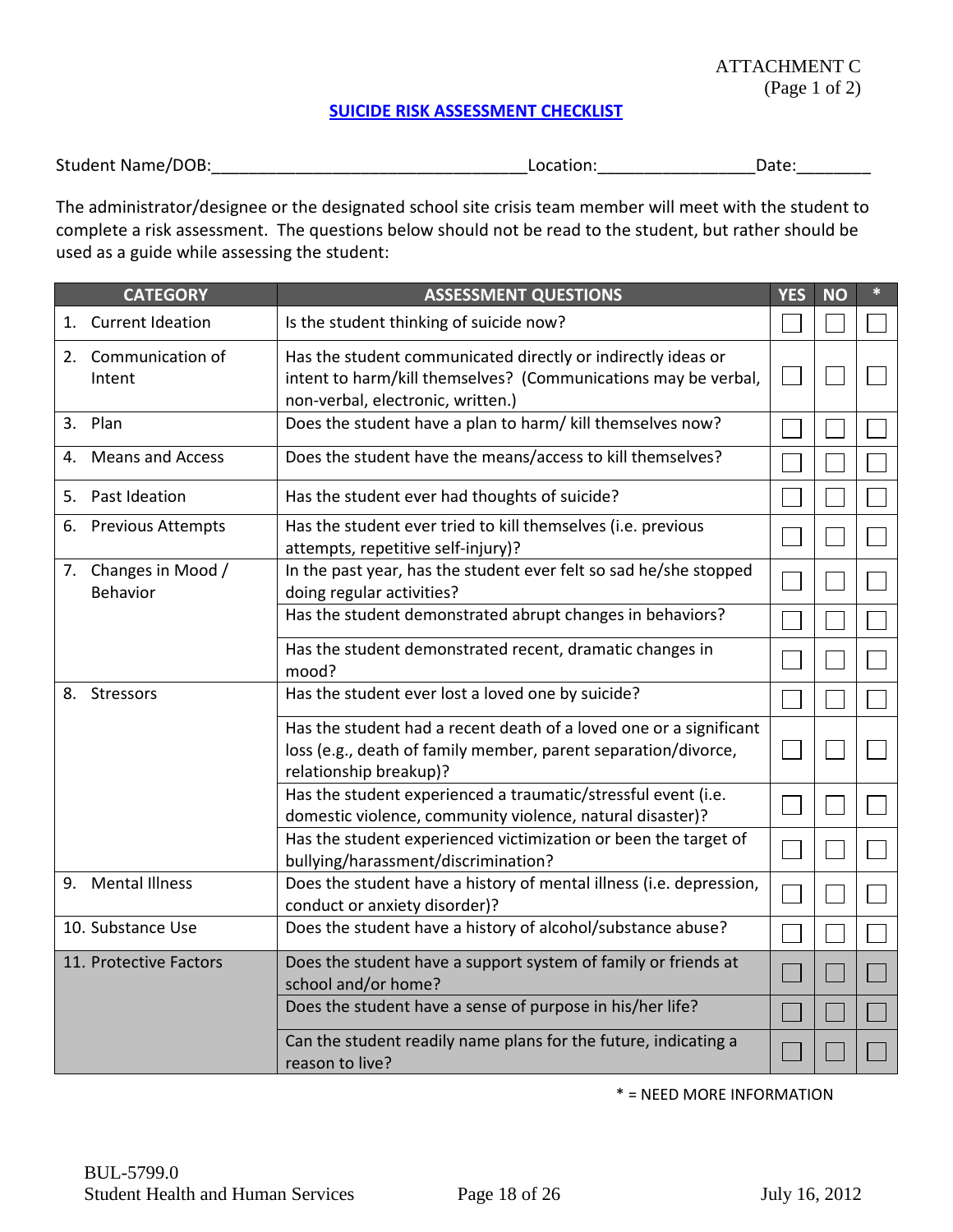ATTACHMENT C
(Page 1 of 2)

## SUICIDE RISK ASSESSMENT CHECKLIST

Student Name/DOB:_________________________________Location:________________Date:________

The administrator/designee or the designated school site crisis team member will meet with the student to complete a risk assessment. The questions below should not be read to the student, but rather should be used as a guide while assessing the student:

| CATEGORY | ASSESSMENT QUESTIONS | YES | NO | * |
|---|---|---|---|---|
| 1. Current Ideation | Is the student thinking of suicide now? | ☐ | ☐ | ☐ |
| 2. Communication of Intent | Has the student communicated directly or indirectly ideas or intent to harm/kill themselves? (Communications may be verbal, non-verbal, electronic, written.) | ☐ | ☐ | ☐ |
| 3. Plan | Does the student have a plan to harm/ kill themselves now? | ☐ | ☐ | ☐ |
| 4. Means and Access | Does the student have the means/access to kill themselves? | ☐ | ☐ | ☐ |
| 5. Past Ideation | Has the student ever had thoughts of suicide? | ☐ | ☐ | ☐ |
| 6. Previous Attempts | Has the student ever tried to kill themselves (i.e. previous attempts, repetitive self-injury)? | ☐ | ☐ | ☐ |
| 7. Changes in Mood / Behavior | In the past year, has the student ever felt so sad he/she stopped doing regular activities? | ☐ | ☐ | ☐ |
| | Has the student demonstrated abrupt changes in behaviors? | ☐ | ☐ | ☐ |
| | Has the student demonstrated recent, dramatic changes in mood? | ☐ | ☐ | ☐ |
| 8. Stressors | Has the student ever lost a loved one by suicide? | ☐ | ☐ | ☐ |
| | Has the student had a recent death of a loved one or a significant loss (e.g., death of family member, parent separation/divorce, relationship breakup)? | ☐ | ☐ | ☐ |
| | Has the student experienced a traumatic/stressful event (i.e. domestic violence, community violence, natural disaster)? | ☐ | ☐ | ☐ |
| | Has the student experienced victimization or been the target of bullying/harassment/discrimination? | ☐ | ☐ | ☐ |
| 9. Mental Illness | Does the student have a history of mental illness (i.e. depression, conduct or anxiety disorder)? | ☐ | ☐ | ☐ |
| 10. Substance Use | Does the student have a history of alcohol/substance abuse? | ☐ | ☐ | ☐ |
| 11. Protective Factors | Does the student have a support system of family or friends at school and/or home? | ☐ | ☐ | ☐ |
| | Does the student have a sense of purpose in his/her life? | ☐ | ☐ | ☐ |
| | Can the student readily name plans for the future, indicating a reason to live? | ☐ | ☐ | ☐ |

* = NEED MORE INFORMATION

BUL-5799.0
Student Health and Human Services
July 16, 2012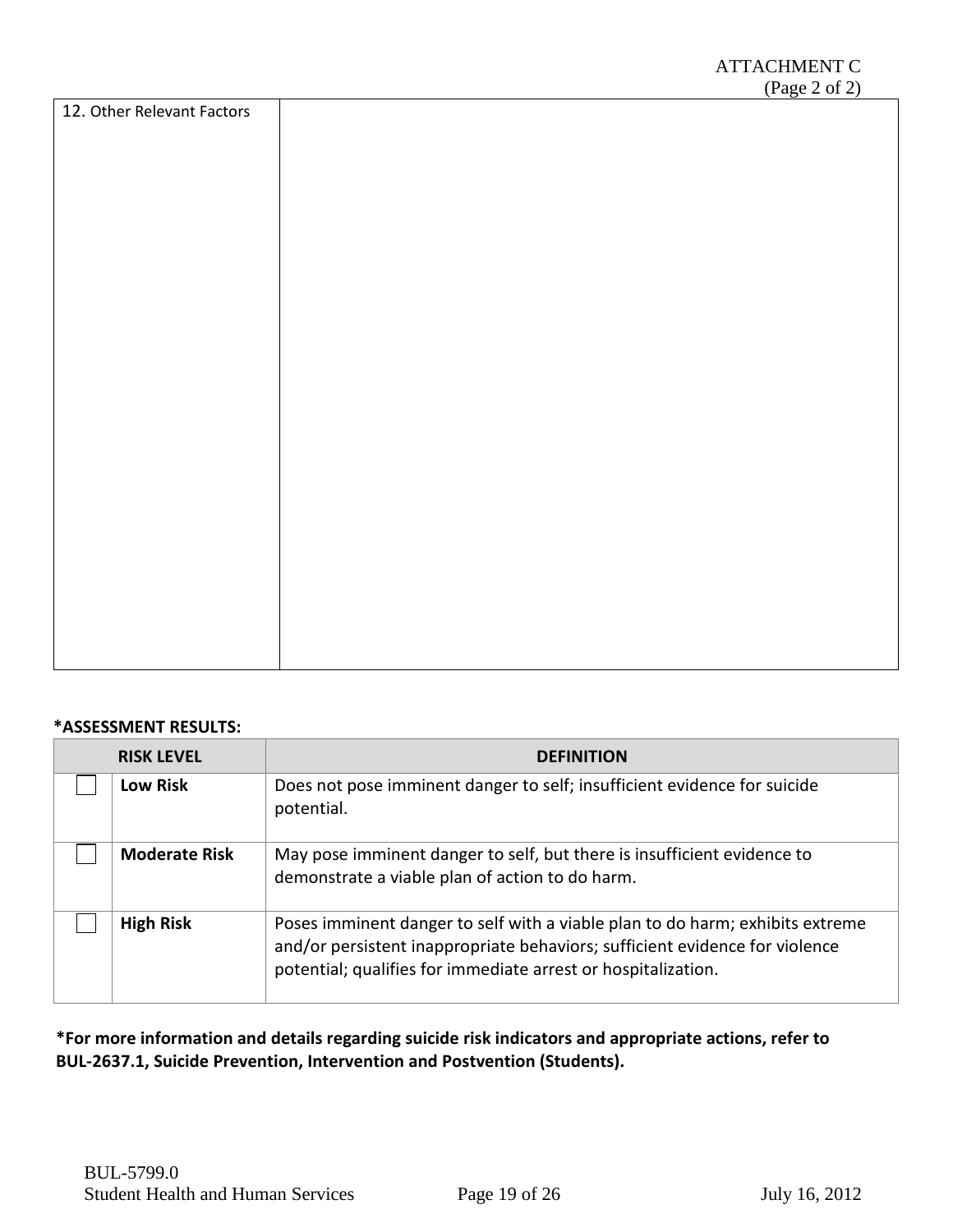ATTACHMENT C
(Page 2 of 2)

| 12. Other Relevant Factors | |
|---|---|
| | |

**\*ASSESSMENT RESULTS:**

| RISK LEVEL | | DEFINITION |
|---|---|---|
| ☐ | **Low Risk** | Does not pose imminent danger to self; insufficient evidence for suicide potential. |
| ☐ | **Moderate Risk** | May pose imminent danger to self, but there is insufficient evidence to demonstrate a viable plan of action to do harm. |
| ☐ | **High Risk** | Poses imminent danger to self with a viable plan to do harm; exhibits extreme and/or persistent inappropriate behaviors; sufficient evidence for violence potential; qualifies for immediate arrest or hospitalization. |

**\*For more information and details regarding suicide risk indicators and appropriate actions, refer to BUL-2637.1, Suicide Prevention, Intervention and Postvention (Students).**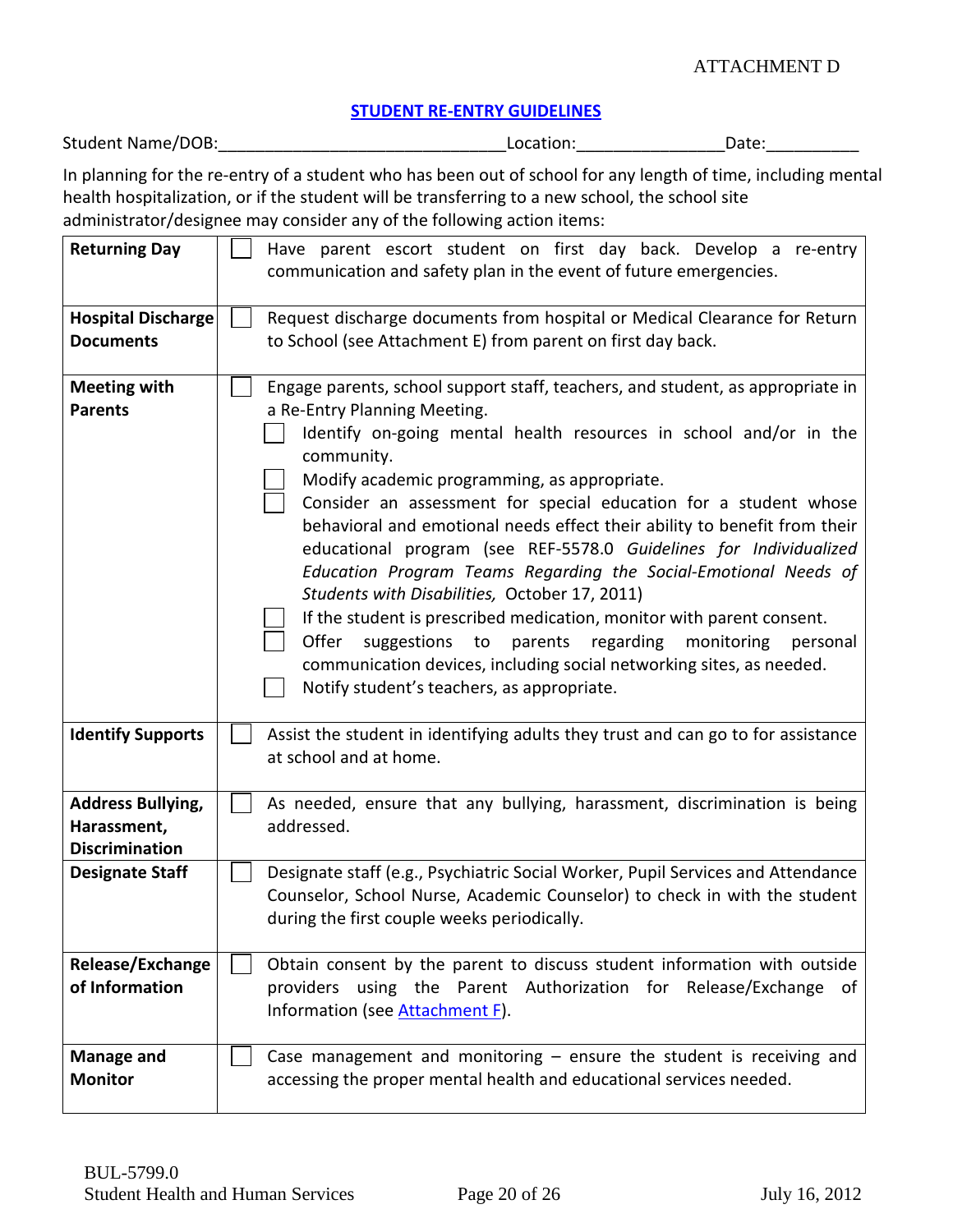ATTACHMENT D

## STUDENT RE-ENTRY GUIDELINES

Student Name/DOB:______________________________Location:_______________Date:__________

In planning for the re-entry of a student who has been out of school for any length of time, including mental health hospitalization, or if the student will be transferring to a new school, the school site administrator/designee may consider any of the following action items:

| | |
|---|---|
| **Returning Day** | ☐ Have parent escort student on first day back. Develop a re-entry communication and safety plan in the event of future emergencies. |
| **Hospital Discharge Documents** | ☐ Request discharge documents from hospital or Medical Clearance for Return to School (see Attachment E) from parent on first day back. |
| **Meeting with Parents** | ☐ Engage parents, school support staff, teachers, and student, as appropriate in a Re-Entry Planning Meeting.<br>☐ Identify on-going mental health resources in school and/or in the community.<br>☐ Modify academic programming, as appropriate.<br>☐ Consider an assessment for special education for a student whose behavioral and emotional needs effect their ability to benefit from their educational program (see REF-5578.0 *Guidelines for Individualized Education Program Teams Regarding the Social-Emotional Needs of Students with Disabilities,* October 17, 2011)<br>☐ If the student is prescribed medication, monitor with parent consent.<br>☐ Offer suggestions to parents regarding monitoring personal communication devices, including social networking sites, as needed.<br>☐ Notify student's teachers, as appropriate. |
| **Identify Supports** | ☐ Assist the student in identifying adults they trust and can go to for assistance at school and at home. |
| **Address Bullying, Harassment, Discrimination** | ☐ As needed, ensure that any bullying, harassment, discrimination is being addressed. |
| **Designate Staff** | ☐ Designate staff (e.g., Psychiatric Social Worker, Pupil Services and Attendance Counselor, School Nurse, Academic Counselor) to check in with the student during the first couple weeks periodically. |
| **Release/Exchange of Information** | ☐ Obtain consent by the parent to discuss student information with outside providers using the Parent Authorization for Release/Exchange of Information (see Attachment F). |
| **Manage and Monitor** | ☐ Case management and monitoring – ensure the student is receiving and accessing the proper mental health and educational services needed. |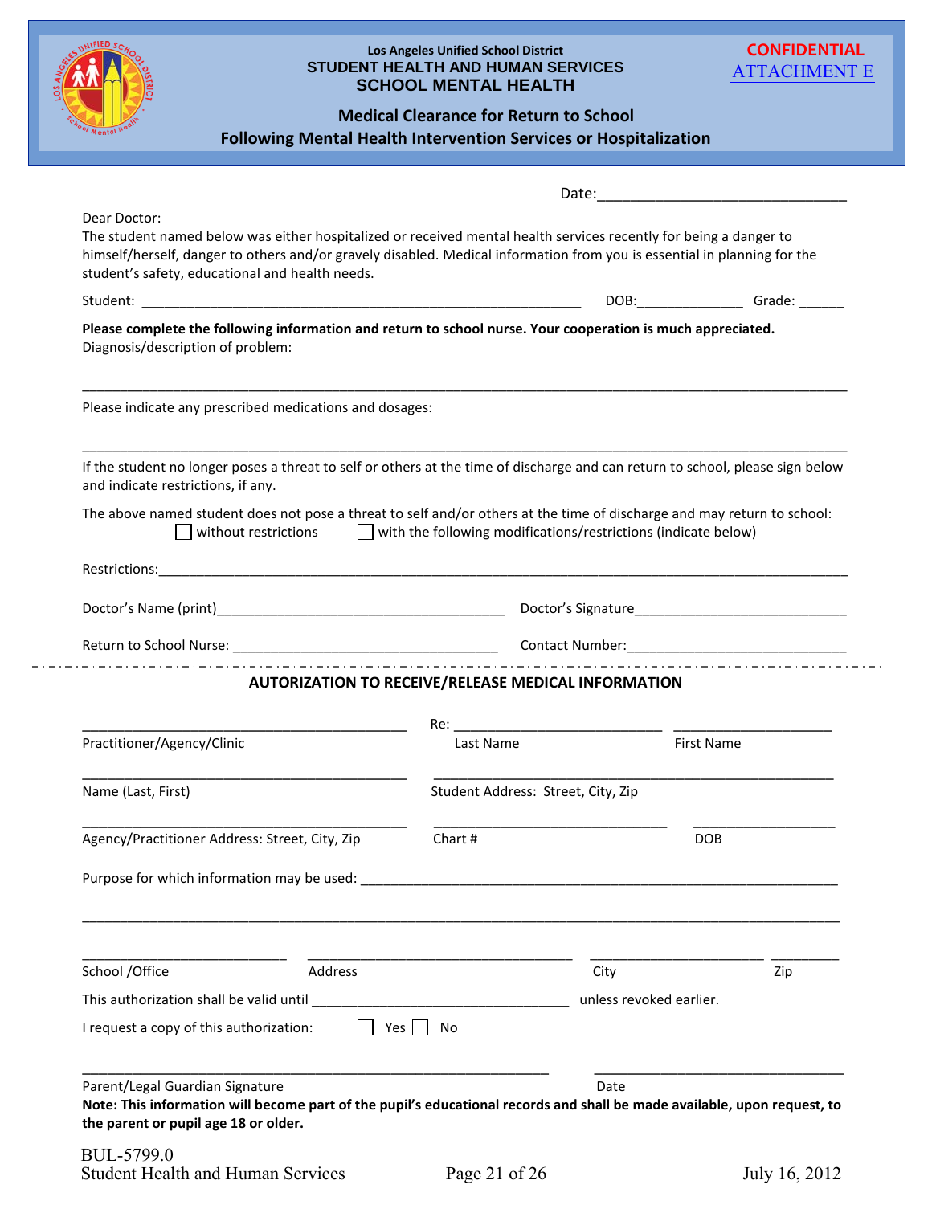Los Angeles Unified School District
**STUDENT HEALTH AND HUMAN SERVICES**
**SCHOOL MENTAL HEALTH**

**CONFIDENTIAL**
ATTACHMENT E

## Medical Clearance for Return to School Following Mental Health Intervention Services or Hospitalization

Date:_______________________________

Dear Doctor:
The student named below was either hospitalized or received mental health services recently for being a danger to himself/herself, danger to others and/or gravely disabled. Medical information from you is essential in planning for the student's safety, educational and health needs.

Student: ___________________________________________________ DOB:_____________ Grade: ______

**Please complete the following information and return to school nurse. Your cooperation is much appreciated.**
Diagnosis/description of problem:

_____________________________________________________________________________________

Please indicate any prescribed medications and dosages:

_____________________________________________________________________________________

If the student no longer poses a threat to self or others at the time of discharge and can return to school, please sign below and indicate restrictions, if any.

The above named student does not pose a threat to self and/or others at the time of discharge and may return to school:
☐ without restrictions ☐ with the following modifications/restrictions (indicate below)

Restrictions:________________________________________________________________________________

Doctor's Name (print)____________________________________ Doctor's Signature___________________________

Return to School Nurse: __________________________________ Contact Number:___________________________

---

### AUTORIZATION TO RECEIVE/RELEASE MEDICAL INFORMATION

______________________________________ Re: ___________________________ ____________________
Practitioner/Agency/Clinic Last Name First Name

______________________________________ ______________________________________________
Name (Last, First) Student Address: Street, City, Zip

______________________________________ ___________________________ __________________
Agency/Practitioner Address: Street, City, Zip Chart # DOB

Purpose for which information may be used: ___________________________________________________________

_____________________________________________________________________________________

________________________ ________________________________ _____________________ _________
School /Office Address City Zip

This authorization shall be valid until _________________________________ unless revoked earlier.

I request a copy of this authorization: ☐ Yes ☐ No

___________________________________________________________ _______________________________
Parent/Legal Guardian Signature Date

**Note: This information will become part of the pupil's educational records and shall be made available, upon request, to the parent or pupil age 18 or older.**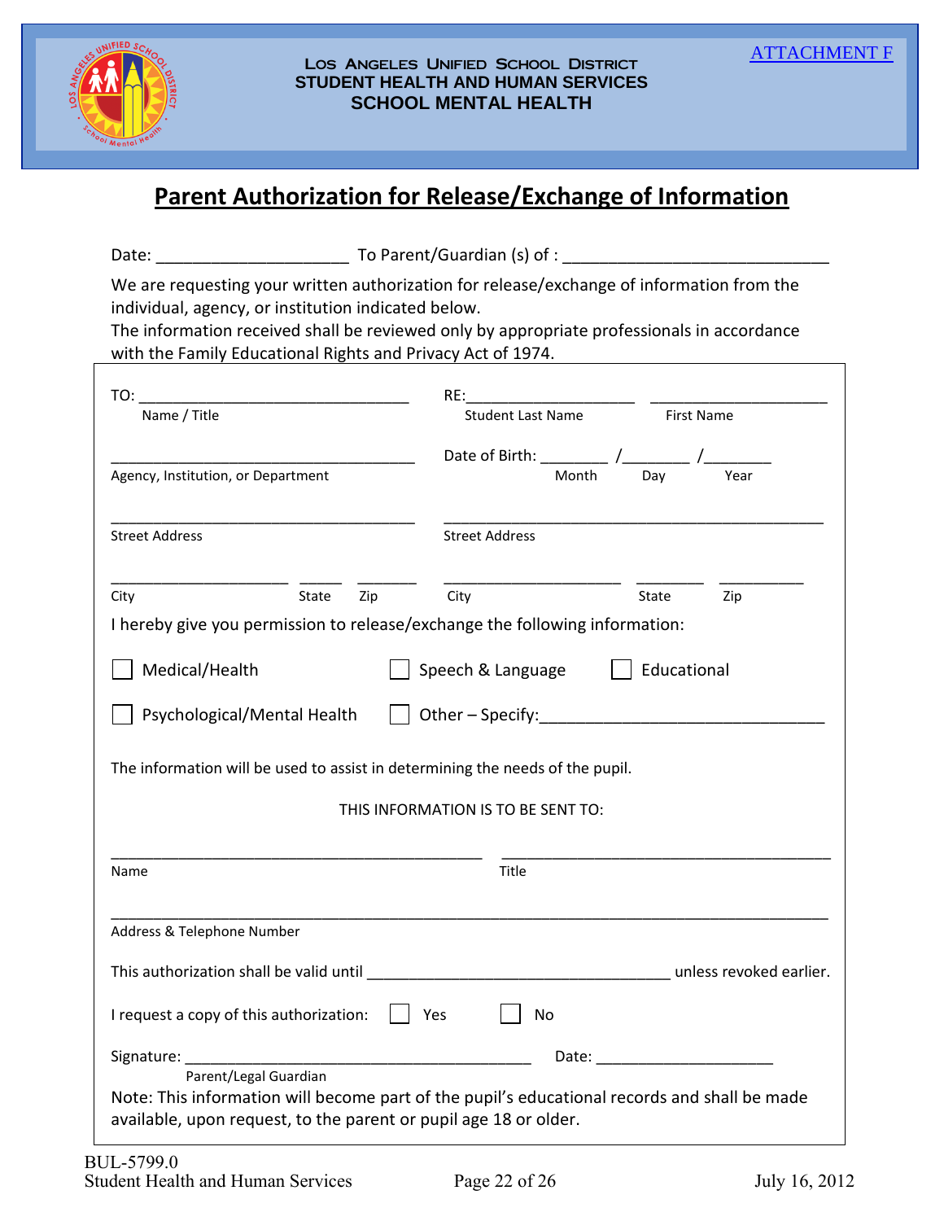ATTACHMENT F

LOS ANGELES UNIFIED SCHOOL DISTRICT
STUDENT HEALTH AND HUMAN SERVICES
SCHOOL MENTAL HEALTH

# Parent Authorization for Release/Exchange of Information

Date: ____________________ To Parent/Guardian (s) of : ____________________________

We are requesting your written authorization for release/exchange of information from the individual, agency, or institution indicated below.
The information received shall be reviewed only by appropriate professionals in accordance with the Family Educational Rights and Privacy Act of 1974.

TO: ______________________________
Name / Title

RE: ____________________ ____________________
Student Last Name First Name

__________________________________
Agency, Institution, or Department

Date of Birth: _______ /_______ /_______
Month Day Year

__________________________________
Street Address

__________________________________
Street Address

____________________ _____ _______
City State Zip

____________________ _______ _________
City State Zip

I hereby give you permission to release/exchange the following information:

☐ Medical/Health ☐ Speech & Language ☐ Educational

☐ Psychological/Mental Health ☐ Other – Specify: ______________________________

The information will be used to assist in determining the needs of the pupil.

THIS INFORMATION IS TO BE SENT TO:

__________________________________________ __________________________________
Name Title

______________________________________________________________________________
Address & Telephone Number

This authorization shall be valid until _________________________________ unless revoked earlier.

I request a copy of this authorization: ☐ Yes ☐ No

Signature: ________________________________________ Date: ____________________
Parent/Legal Guardian

Note: This information will become part of the pupil's educational records and shall be made available, upon request, to the parent or pupil age 18 or older.

BUL-5799.0
Student Health and Human Services July 16, 2012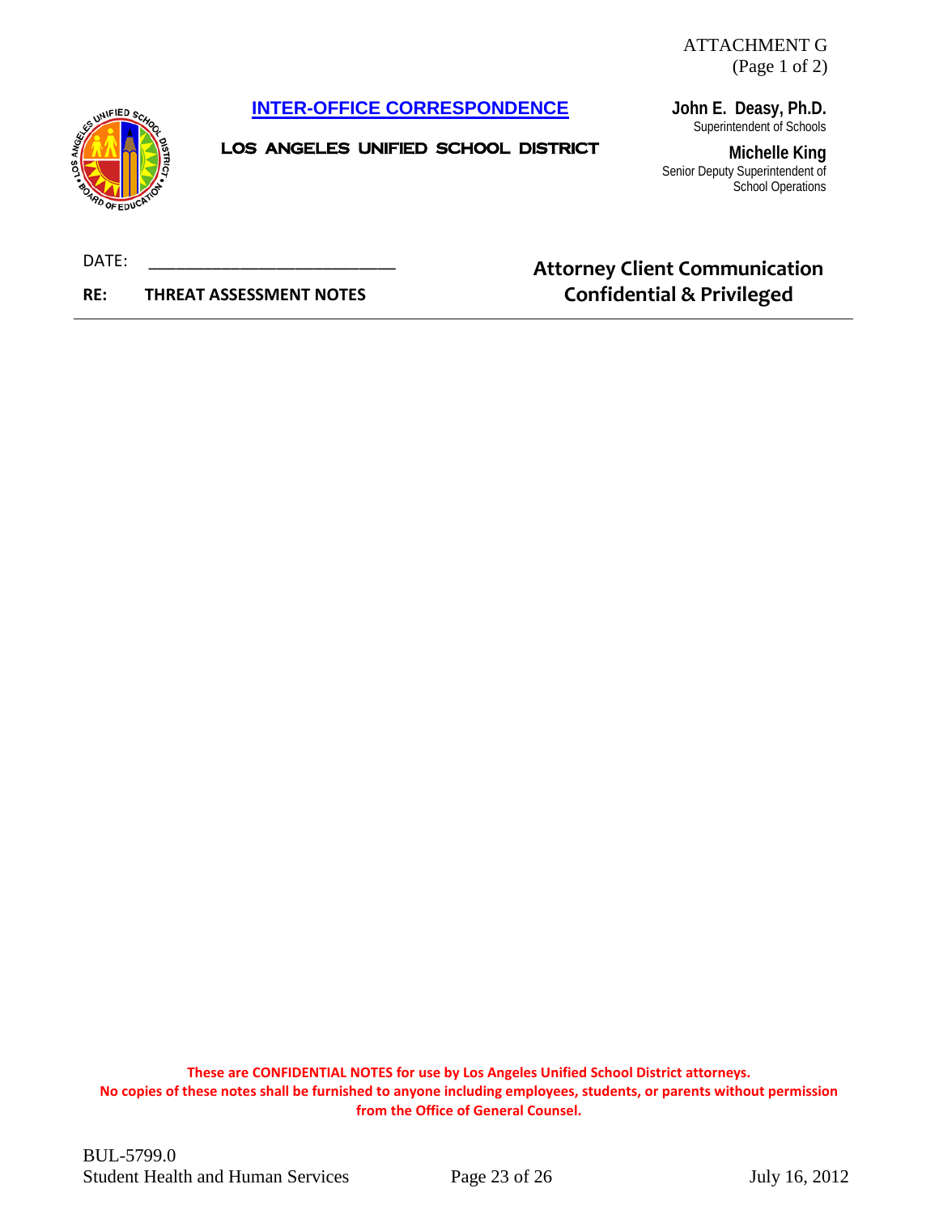ATTACHMENT G
(Page 1 of 2)

## INTER-OFFICE CORRESPONDENCE

**LOS ANGELES UNIFIED SCHOOL DISTRICT**

**John E. Deasy, Ph.D.**
Superintendent of Schools

**Michelle King**
Senior Deputy Superintendent of
School Operations

DATE: ___________________________

**RE: THREAT ASSESSMENT NOTES**

**Attorney Client Communication**
**Confidential & Privileged**

---

**These are CONFIDENTIAL NOTES for use by Los Angeles Unified School District attorneys.**
**No copies of these notes shall be furnished to anyone including employees, students, or parents without permission from the Office of General Counsel.**

BUL-5799.0
Student Health and Human Services July 16, 2012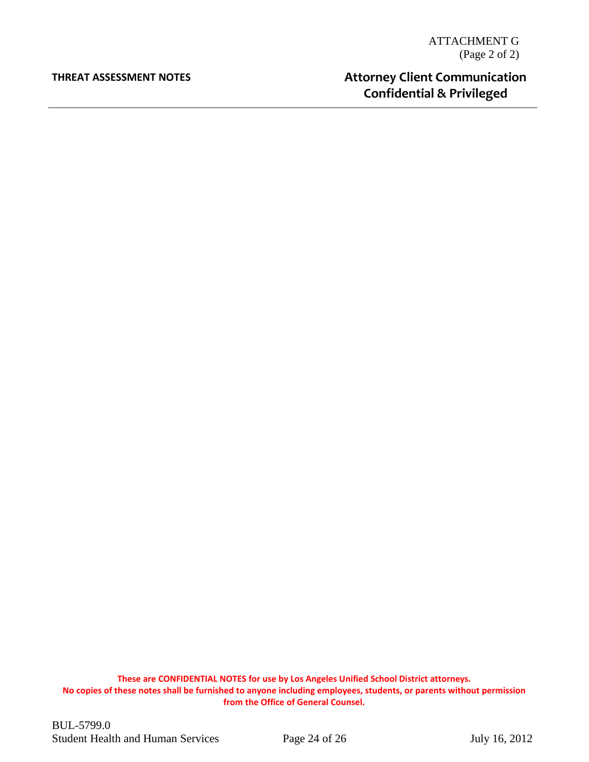ATTACHMENT G
(Page 2 of 2)

**THREAT ASSESSMENT NOTES**

**Attorney Client Communication**
**Confidential & Privileged**

---

**These are CONFIDENTIAL NOTES for use by Los Angeles Unified School District attorneys.**
**No copies of these notes shall be furnished to anyone including employees, students, or parents without permission from the Office of General Counsel.**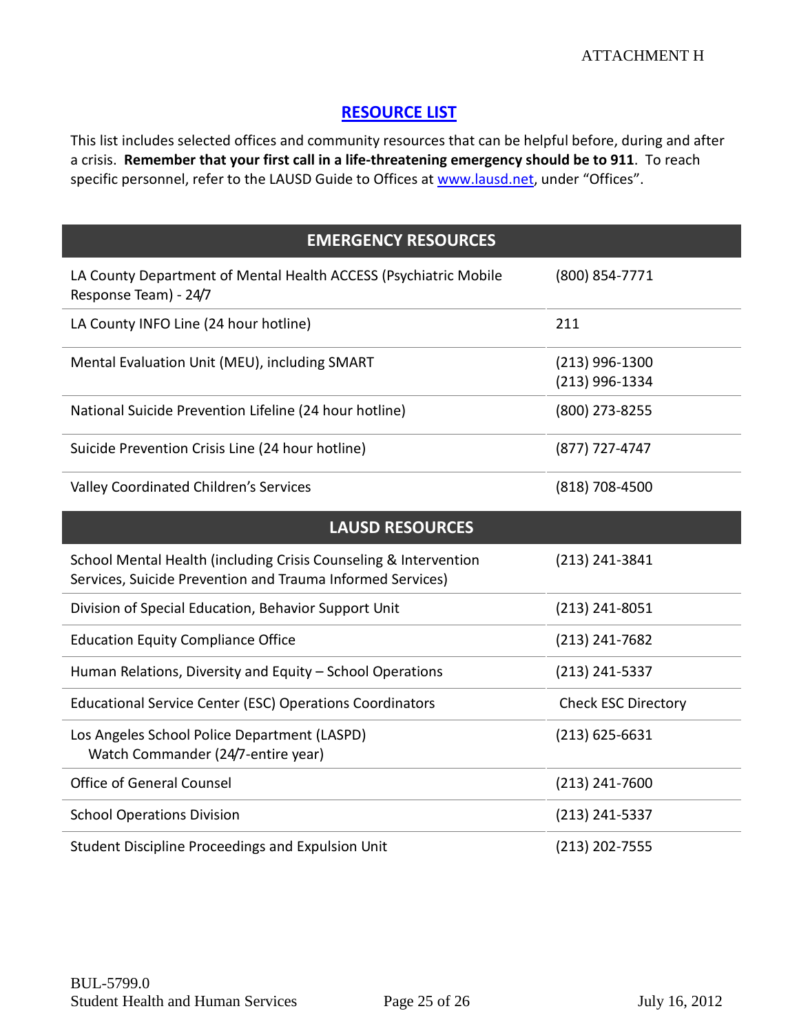ATTACHMENT H

## [RESOURCE LIST](#)

This list includes selected offices and community resources that can be helpful before, during and after a crisis. **Remember that your first call in a life-threatening emergency should be to 911**. To reach specific personnel, refer to the LAUSD Guide to Offices at [www.lausd.net](http://www.lausd.net), under "Offices".

| **EMERGENCY RESOURCES** | |
|---|---|
| LA County Department of Mental Health ACCESS (Psychiatric Mobile Response Team) - 24/7 | (800) 854-7771 |
| LA County INFO Line (24 hour hotline) | 211 |
| Mental Evaluation Unit (MEU), including SMART | (213) 996-1300<br>(213) 996-1334 |
| National Suicide Prevention Lifeline (24 hour hotline) | (800) 273-8255 |
| Suicide Prevention Crisis Line (24 hour hotline) | (877) 727-4747 |
| Valley Coordinated Children's Services | (818) 708-4500 |

| **LAUSD RESOURCES** | |
|---|---|
| School Mental Health (including Crisis Counseling & Intervention Services, Suicide Prevention and Trauma Informed Services) | (213) 241-3841 |
| Division of Special Education, Behavior Support Unit | (213) 241-8051 |
| Education Equity Compliance Office | (213) 241-7682 |
| Human Relations, Diversity and Equity – School Operations | (213) 241-5337 |
| Educational Service Center (ESC) Operations Coordinators | Check ESC Directory |
| Los Angeles School Police Department (LASPD)<br>Watch Commander (24/7-entire year) | (213) 625-6631 |
| Office of General Counsel | (213) 241-7600 |
| School Operations Division | (213) 241-5337 |
| Student Discipline Proceedings and Expulsion Unit | (213) 202-7555 |

BUL-5799.0
Student Health and Human Services
July 16, 2012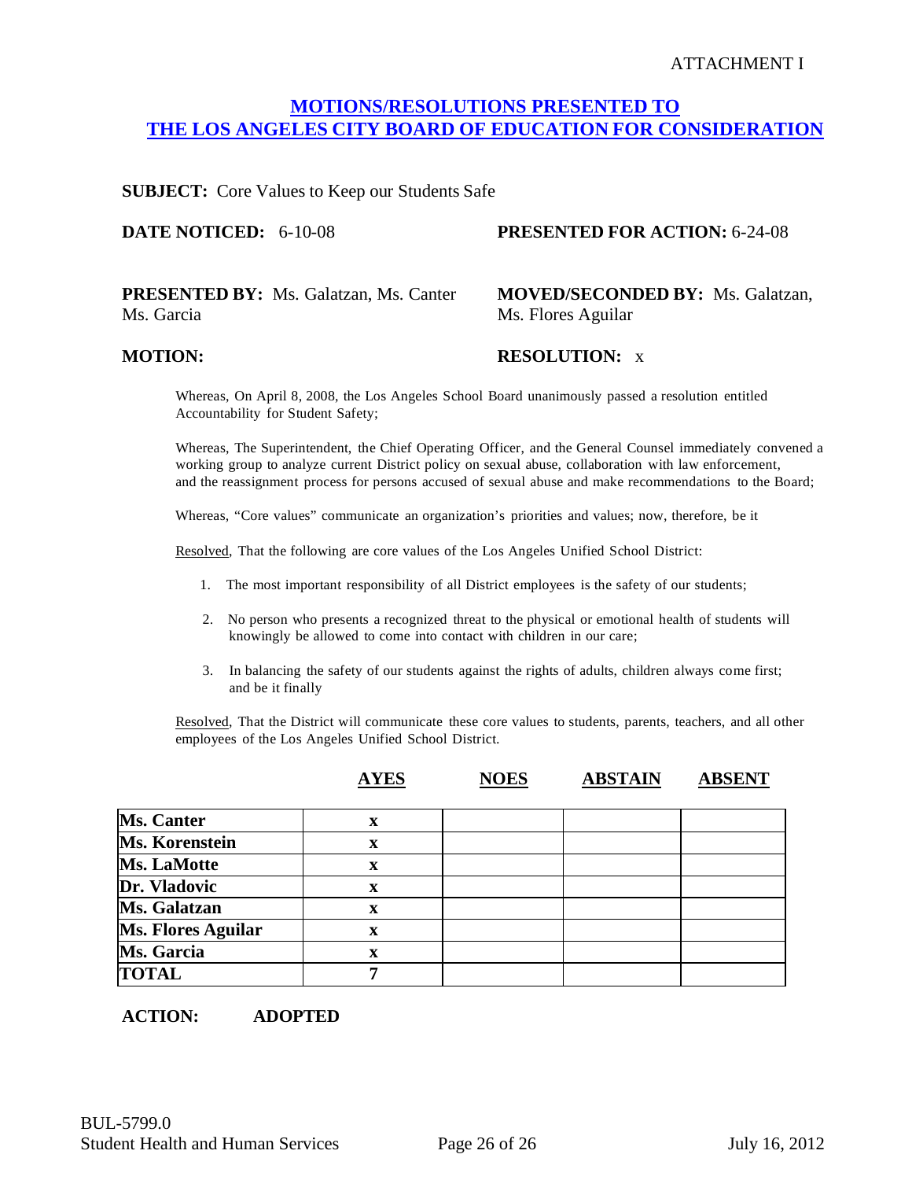ATTACHMENT I

# MOTIONS/RESOLUTIONS PRESENTED TO THE LOS ANGELES CITY BOARD OF EDUCATION FOR CONSIDERATION

**SUBJECT:** Core Values to Keep our Students Safe

**DATE NOTICED:** 6-10-08

**PRESENTED FOR ACTION:** 6-24-08

**PRESENTED BY:** Ms. Galatzan, Ms. Canter Ms. Garcia

**MOVED/SECONDED BY:** Ms. Galatzan, Ms. Flores Aguilar

**MOTION:**

**RESOLUTION:** x

Whereas, On April 8, 2008, the Los Angeles School Board unanimously passed a resolution entitled Accountability for Student Safety;

Whereas, The Superintendent, the Chief Operating Officer, and the General Counsel immediately convened a working group to analyze current District policy on sexual abuse, collaboration with law enforcement, and the reassignment process for persons accused of sexual abuse and make recommendations to the Board;

Whereas, "Core values" communicate an organization's priorities and values; now, therefore, be it

Resolved, That the following are core values of the Los Angeles Unified School District:

1. The most important responsibility of all District employees is the safety of our students;
2. No person who presents a recognized threat to the physical or emotional health of students will knowingly be allowed to come into contact with children in our care;
3. In balancing the safety of our students against the rights of adults, children always come first; and be it finally

Resolved, That the District will communicate these core values to students, parents, teachers, and all other employees of the Los Angeles Unified School District.

| | AYES | NOES | ABSTAIN | ABSENT |
|---|---|---|---|---|
| **Ms. Canter** | x | | | |
| **Ms. Korenstein** | x | | | |
| **Ms. LaMotte** | x | | | |
| **Dr. Vladovic** | x | | | |
| **Ms. Galatzan** | x | | | |
| **Ms. Flores Aguilar** | x | | | |
| **Ms. Garcia** | x | | | |
| **TOTAL** | 7 | | | |

**ACTION:** **ADOPTED**